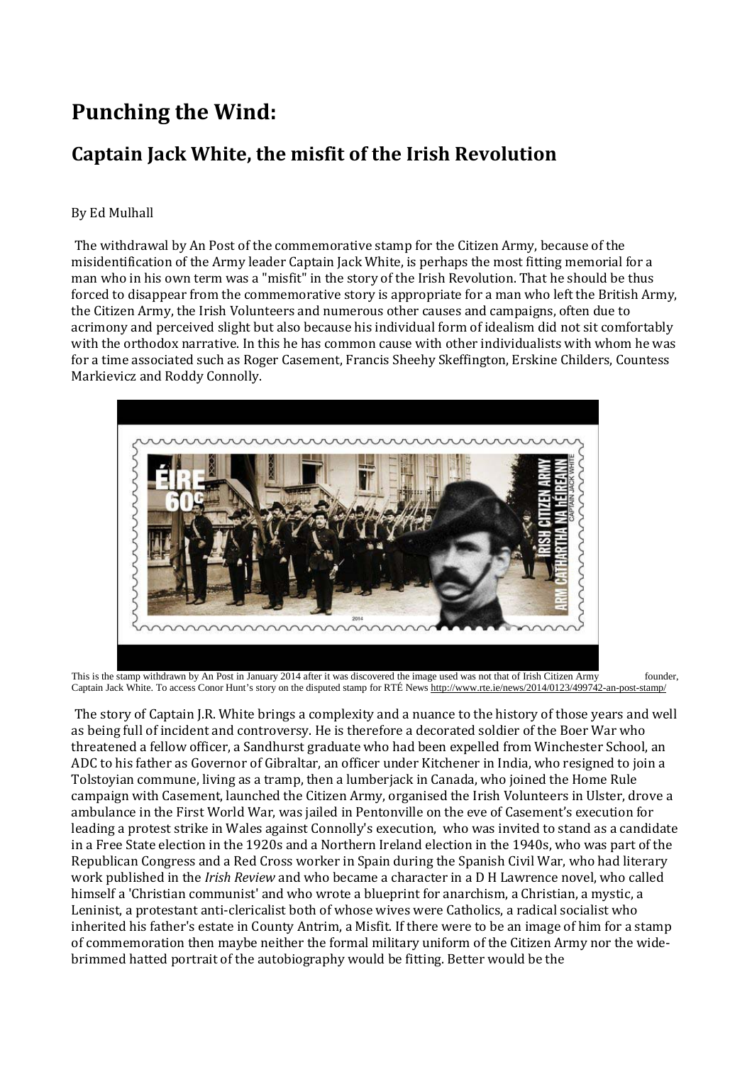# Punching the Wind:

## Captain Jack White, the misfit of the Irish Revolution

By Ed Mulhall

The withdrawal by An Post of the commemorative stamp for the Citizen Army, because of the misidentification of the Army leader Captain Jack White, is perhaps the most fitting memorial for a man who in his own term was a "misfit" in the story of the Irish Revolution. That he should be thus forced to disappear from the commemorative story is appropriate for a man who left the British Army, the Citizen Army, the Irish Volunteers and numerous other causes and campaigns, often due to acrimony and perceived slight but also because his individual form of idealism did not sit comfortably with the orthodox narrative. In this he has common cause with other individualists with whom he was for a time associated such as Roger Casement, Francis Sheehy Skeffington, Erskine Childers, Countess Markievicz and Roddy Connolly.

This is the stamp withdrawn by An Post in January 2014 after it was discovered the image used was not that of Irish Citizen Army founder, Captain Jack White. To access Conor Hunt's story on the disputed stamp for RTÉ News http://www.rte.ie/news/2014/0123/499742-an-post-stamp/

The story of Captain J.R. White brings a complexity and a nuance to the history of those years and well as being full of incident and controversy. He is therefore a decorated soldier of the Boer War who threatened a fellow officer, a Sandhurst graduate who had been expelled from Winchester School, an ADC to his father as Governor of Gibraltar, an officer under Kitchener in India, who resigned to join a Tolstoyian commune, living as a tramp, then a lumberjack in Canada, who joined the Home Rule campaign with Casement, launched the Citizen Army, organised the Irish Volunteers in Ulster, drove a ambulance in the First World War, was jailed in Pentonville on the eve of Casement's execution for leading a protest strike in Wales against Connolly's execution, who was invited to stand as a candidate in a Free State election in the 1920s and a Northern Ireland election in the 1940s, who was part of the Republican Congress and a Red Cross worker in Spain during the Spanish Civil War, who had literary work published in the *Irish Review* and who became a character in a D H Lawrence novel, who called himself a 'Christian communist' and who wrote a blueprint for anarchism, a Christian, a mystic, a Leninist, a protestant anti-clericalist both of whose wives were Catholics, a radical socialist who inherited his father's estate in County Antrim, a Misfit. If there were to be an image of him for a stamp of commemoration then maybe neither the formal military uniform of the Citizen Army nor the wide-brimmed hatted portrait of the autobiography would be fitting. Better would be the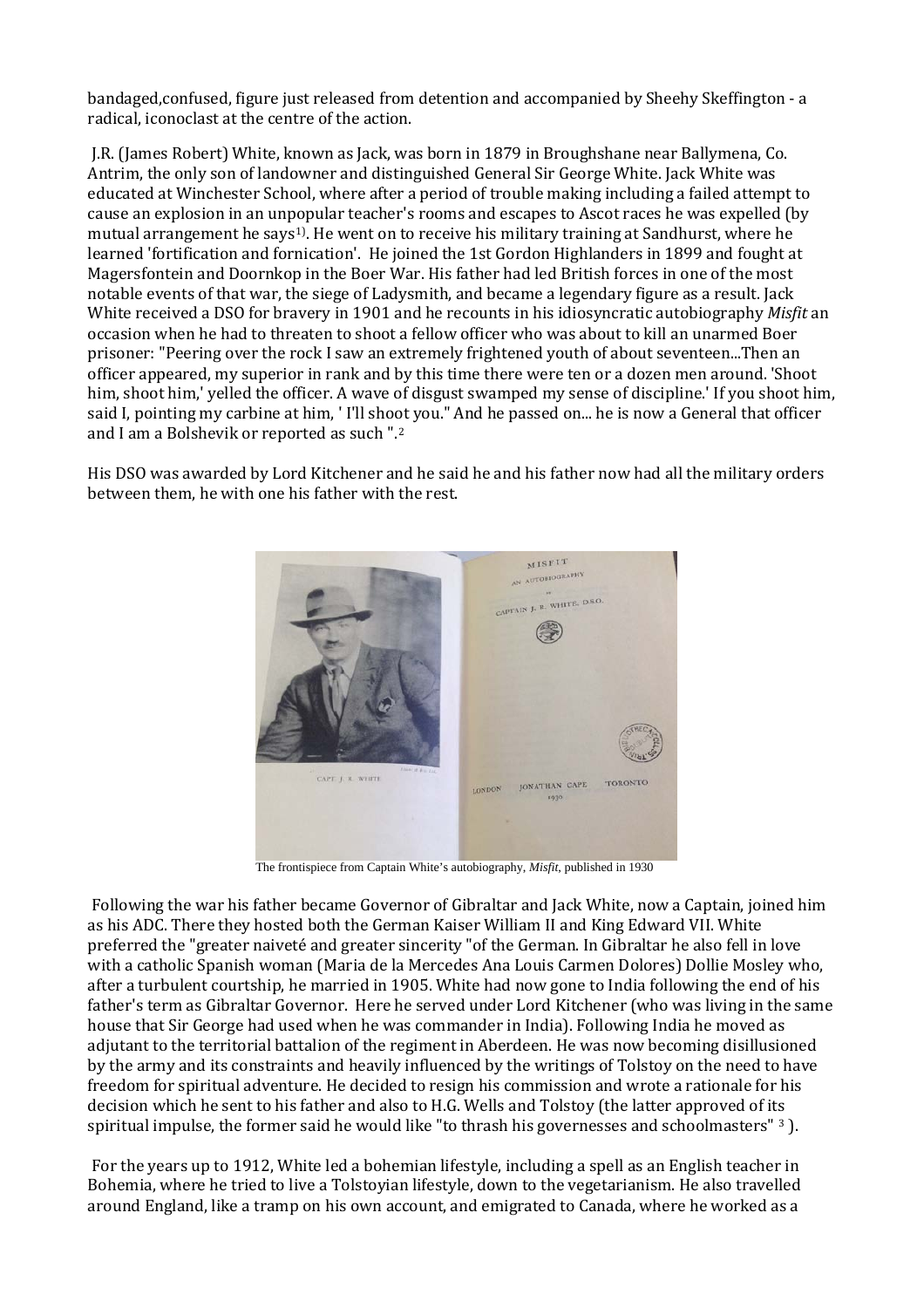bandaged,confused, figure just released from detention and accompanied by Sheehy Skeffington - a radical, iconoclast at the centre of the action.

J.R. (James Robert) White, known as Jack, was born in 1879 in Broughshane near Ballymena, Co. Antrim, the only son of landowner and distinguished General Sir George White. Jack White was educated at Winchester School, where after a period of trouble making including a failed attempt to cause an explosion in an unpopular teacher's rooms and escapes to Ascot races he was expelled (by mutual arrangement he says[1]). He went on to receive his military training at Sandhurst, where he learned 'fortification and fornication'. He joined the 1st Gordon Highlanders in 1899 and fought at Magersfontein and Doornkop in the Boer War. His father had led British forces in one of the most notable events of that war, the siege of Ladysmith, and became a legendary figure as a result. Jack White received a DSO for bravery in 1901 and he recounts in his idiosyncratic autobiography *Misfit* an occasion when he had to threaten to shoot a fellow officer who was about to kill an unarmed Boer prisoner: "Peering over the rock I saw an extremely frightened youth of about seventeen...Then an officer appeared, my superior in rank and by this time there were ten or a dozen men around. 'Shoot him, shoot him,' yelled the officer. A wave of disgust swamped my sense of discipline.' If you shoot him, said I, pointing my carbine at him, ' I'll shoot you." And he passed on... he is now a General that officer and I am a Bolshevik or reported as such ".[2]

His DSO was awarded by Lord Kitchener and he said he and his father now had all the military orders between them, he with one his father with the rest.

The frontispiece from Captain White's autobiography, *Misfit*, published in 1930

Following the war his father became Governor of Gibraltar and Jack White, now a Captain, joined him as his ADC. There they hosted both the German Kaiser William II and King Edward VII. White preferred the "greater naiveté and greater sincerity "of the German. In Gibraltar he also fell in love with a catholic Spanish woman (Maria de la Mercedes Ana Louis Carmen Dolores) Dollie Mosley who, after a turbulent courtship, he married in 1905. White had now gone to India following the end of his father's term as Gibraltar Governor. Here he served under Lord Kitchener (who was living in the same house that Sir George had used when he was commander in India). Following India he moved as adjutant to the territorial battalion of the regiment in Aberdeen. He was now becoming disillusioned by the army and its constraints and heavily influenced by the writings of Tolstoy on the need to have freedom for spiritual adventure. He decided to resign his commission and wrote a rationale for his decision which he sent to his father and also to H.G. Wells and Tolstoy (the latter approved of its spiritual impulse, the former said he would like "to thrash his governesses and schoolmasters" [3] ).

For the years up to 1912, White led a bohemian lifestyle, including a spell as an English teacher in Bohemia, where he tried to live a Tolstoyian lifestyle, down to the vegetarianism. He also travelled around England, like a tramp on his own account, and emigrated to Canada, where he worked as a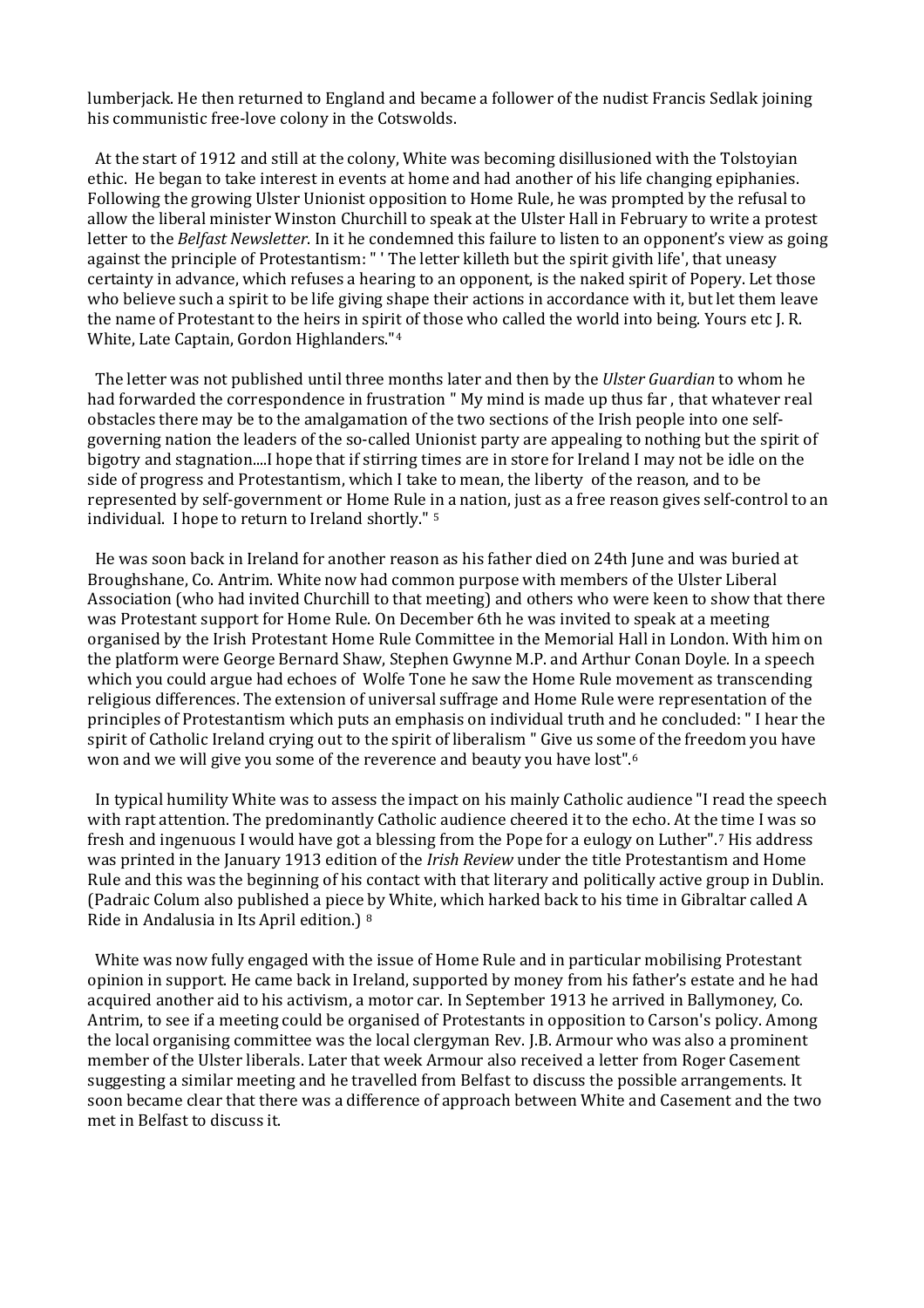lumberjack. He then returned to England and became a follower of the nudist Francis Sedlak joining his communistic free-love colony in the Cotswolds.

At the start of 1912 and still at the colony, White was becoming disillusioned with the Tolstoyian ethic. He began to take interest in events at home and had another of his life changing epiphanies. Following the growing Ulster Unionist opposition to Home Rule, he was prompted by the refusal to allow the liberal minister Winston Churchill to speak at the Ulster Hall in February to write a protest letter to the *Belfast Newsletter*. In it he condemned this failure to listen to an opponent's view as going against the principle of Protestantism: " ' The letter killeth but the spirit givith life', that uneasy certainty in advance, which refuses a hearing to an opponent, is the naked spirit of Popery. Let those who believe such a spirit to be life giving shape their actions in accordance with it, but let them leave the name of Protestant to the heirs in spirit of those who called the world into being. Yours etc J. R. White, Late Captain, Gordon Highlanders."[4]

The letter was not published until three months later and then by the *Ulster Guardian* to whom he had forwarded the correspondence in frustration " My mind is made up thus far , that whatever real obstacles there may be to the amalgamation of the two sections of the Irish people into one self-governing nation the leaders of the so-called Unionist party are appealing to nothing but the spirit of bigotry and stagnation....I hope that if stirring times are in store for Ireland I may not be idle on the side of progress and Protestantism, which I take to mean, the liberty of the reason, and to be represented by self-government or Home Rule in a nation, just as a free reason gives self-control to an individual. I hope to return to Ireland shortly." [5]

He was soon back in Ireland for another reason as his father died on 24th June and was buried at Broughshane, Co. Antrim. White now had common purpose with members of the Ulster Liberal Association (who had invited Churchill to that meeting) and others who were keen to show that there was Protestant support for Home Rule. On December 6th he was invited to speak at a meeting organised by the Irish Protestant Home Rule Committee in the Memorial Hall in London. With him on the platform were George Bernard Shaw, Stephen Gwynne M.P. and Arthur Conan Doyle. In a speech which you could argue had echoes of Wolfe Tone he saw the Home Rule movement as transcending religious differences. The extension of universal suffrage and Home Rule were representation of the principles of Protestantism which puts an emphasis on individual truth and he concluded: " I hear the spirit of Catholic Ireland crying out to the spirit of liberalism " Give us some of the freedom you have won and we will give you some of the reverence and beauty you have lost".[6]

In typical humility White was to assess the impact on his mainly Catholic audience "I read the speech with rapt attention. The predominantly Catholic audience cheered it to the echo. At the time I was so fresh and ingenuous I would have got a blessing from the Pope for a eulogy on Luther".[7] His address was printed in the January 1913 edition of the *Irish Review* under the title Protestantism and Home Rule and this was the beginning of his contact with that literary and politically active group in Dublin. (Padraic Colum also published a piece by White, which harked back to his time in Gibraltar called A Ride in Andalusia in Its April edition.) [8]

White was now fully engaged with the issue of Home Rule and in particular mobilising Protestant opinion in support. He came back in Ireland, supported by money from his father's estate and he had acquired another aid to his activism, a motor car. In September 1913 he arrived in Ballymoney, Co. Antrim, to see if a meeting could be organised of Protestants in opposition to Carson's policy. Among the local organising committee was the local clergyman Rev. J.B. Armour who was also a prominent member of the Ulster liberals. Later that week Armour also received a letter from Roger Casement suggesting a similar meeting and he travelled from Belfast to discuss the possible arrangements. It soon became clear that there was a difference of approach between White and Casement and the two met in Belfast to discuss it.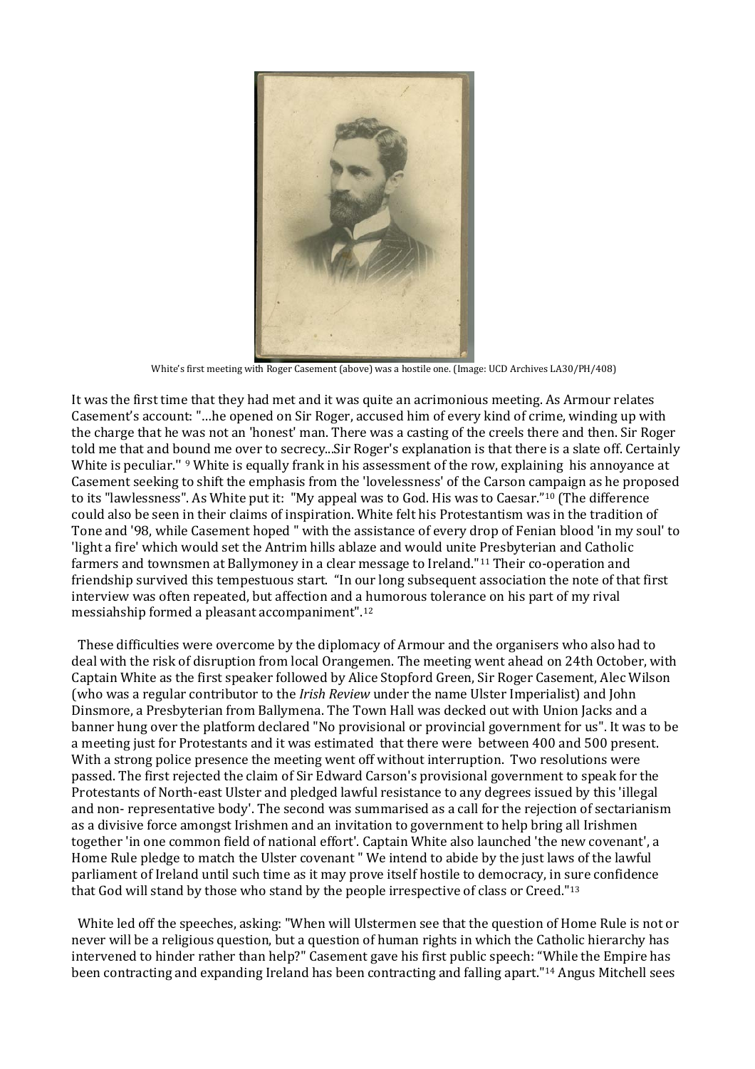White's first meeting with Roger Casement (above) was a hostile one. (Image: UCD Archives LA30/PH/408)

It was the first time that they had met and it was quite an acrimonious meeting. As Armour relates Casement's account: "…he opened on Sir Roger, accused him of every kind of crime, winding up with the charge that he was not an 'honest' man. There was a casting of the creels there and then. Sir Roger told me that and bound me over to secrecy...Sir Roger's explanation is that there is a slate off. Certainly White is peculiar." [9] White is equally frank in his assessment of the row, explaining his annoyance at Casement seeking to shift the emphasis from the 'lovelessness' of the Carson campaign as he proposed to its "lawlessness". As White put it: "My appeal was to God. His was to Caesar."[10] (The difference could also be seen in their claims of inspiration. White felt his Protestantism was in the tradition of Tone and '98, while Casement hoped " with the assistance of every drop of Fenian blood 'in my soul' to 'light a fire' which would set the Antrim hills ablaze and would unite Presbyterian and Catholic farmers and townsmen at Ballymoney in a clear message to Ireland."[11] Their co-operation and friendship survived this tempestuous start. "In our long subsequent association the note of that first interview was often repeated, but affection and a humorous tolerance on his part of my rival messiahship formed a pleasant accompaniment".[12]

These difficulties were overcome by the diplomacy of Armour and the organisers who also had to deal with the risk of disruption from local Orangemen. The meeting went ahead on 24th October, with Captain White as the first speaker followed by Alice Stopford Green, Sir Roger Casement, Alec Wilson (who was a regular contributor to the *Irish Review* under the name Ulster Imperialist) and John Dinsmore, a Presbyterian from Ballymena. The Town Hall was decked out with Union Jacks and a banner hung over the platform declared "No provisional or provincial government for us". It was to be a meeting just for Protestants and it was estimated that there were between 400 and 500 present. With a strong police presence the meeting went off without interruption. Two resolutions were passed. The first rejected the claim of Sir Edward Carson's provisional government to speak for the Protestants of North-east Ulster and pledged lawful resistance to any degrees issued by this 'illegal and non- representative body'. The second was summarised as a call for the rejection of sectarianism as a divisive force amongst Irishmen and an invitation to government to help bring all Irishmen together 'in one common field of national effort'. Captain White also launched 'the new covenant', a Home Rule pledge to match the Ulster covenant " We intend to abide by the just laws of the lawful parliament of Ireland until such time as it may prove itself hostile to democracy, in sure confidence that God will stand by those who stand by the people irrespective of class or Creed."[13]

White led off the speeches, asking: "When will Ulstermen see that the question of Home Rule is not or never will be a religious question, but a question of human rights in which the Catholic hierarchy has intervened to hinder rather than help?" Casement gave his first public speech: "While the Empire has been contracting and expanding Ireland has been contracting and falling apart."[14] Angus Mitchell sees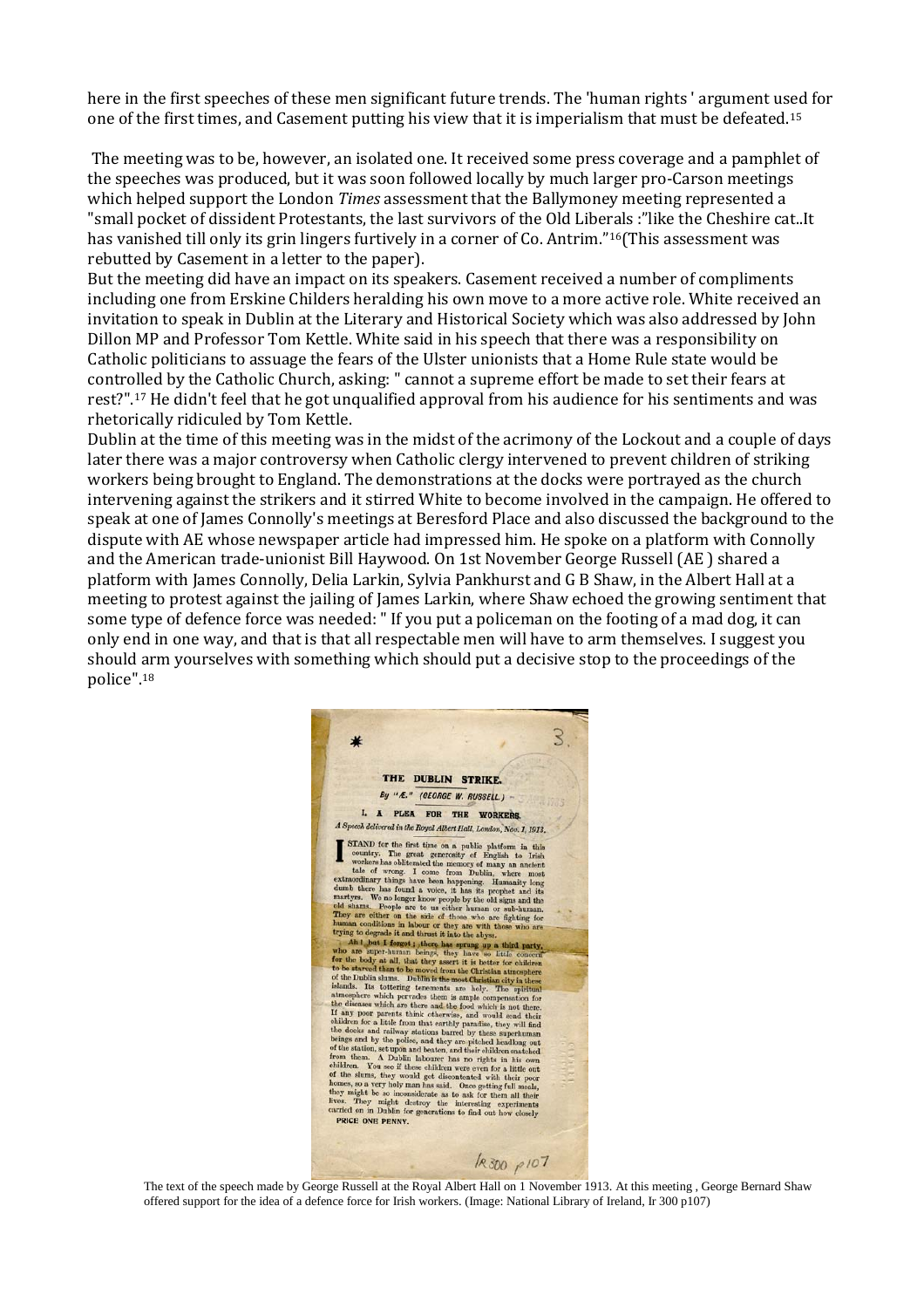here in the first speeches of these men significant future trends. The 'human rights ' argument used for one of the first times, and Casement putting his view that it is imperialism that must be defeated.[15]

The meeting was to be, however, an isolated one. It received some press coverage and a pamphlet of the speeches was produced, but it was soon followed locally by much larger pro-Carson meetings which helped support the London *Times* assessment that the Ballymoney meeting represented a "small pocket of dissident Protestants, the last survivors of the Old Liberals :"like the Cheshire cat..It has vanished till only its grin lingers furtively in a corner of Co. Antrim."[16](This assessment was rebutted by Casement in a letter to the paper).

But the meeting did have an impact on its speakers. Casement received a number of compliments including one from Erskine Childers heralding his own move to a more active role. White received an invitation to speak in Dublin at the Literary and Historical Society which was also addressed by John Dillon MP and Professor Tom Kettle. White said in his speech that there was a responsibility on Catholic politicians to assuage the fears of the Ulster unionists that a Home Rule state would be controlled by the Catholic Church, asking: " cannot a supreme effort be made to set their fears at rest?".[17] He didn't feel that he got unqualified approval from his audience for his sentiments and was rhetorically ridiculed by Tom Kettle.

Dublin at the time of this meeting was in the midst of the acrimony of the Lockout and a couple of days later there was a major controversy when Catholic clergy intervened to prevent children of striking workers being brought to England. The demonstrations at the docks were portrayed as the church intervening against the strikers and it stirred White to become involved in the campaign. He offered to speak at one of James Connolly's meetings at Beresford Place and also discussed the background to the dispute with AE whose newspaper article had impressed him. He spoke on a platform with Connolly and the American trade-unionist Bill Haywood. On 1st November George Russell (AE ) shared a platform with James Connolly, Delia Larkin, Sylvia Pankhurst and G B Shaw, in the Albert Hall at a meeting to protest against the jailing of James Larkin, where Shaw echoed the growing sentiment that some type of defence force was needed: " If you put a policeman on the footing of a mad dog, it can only end in one way, and that is that all respectable men will have to arm themselves. I suggest you should arm yourselves with something which should put a decisive stop to the proceedings of the police".[18]

The text of the speech made by George Russell at the Royal Albert Hall on 1 November 1913. At this meeting , George Bernard Shaw offered support for the idea of a defence force for Irish workers. (Image: National Library of Ireland, Ir 300 p107)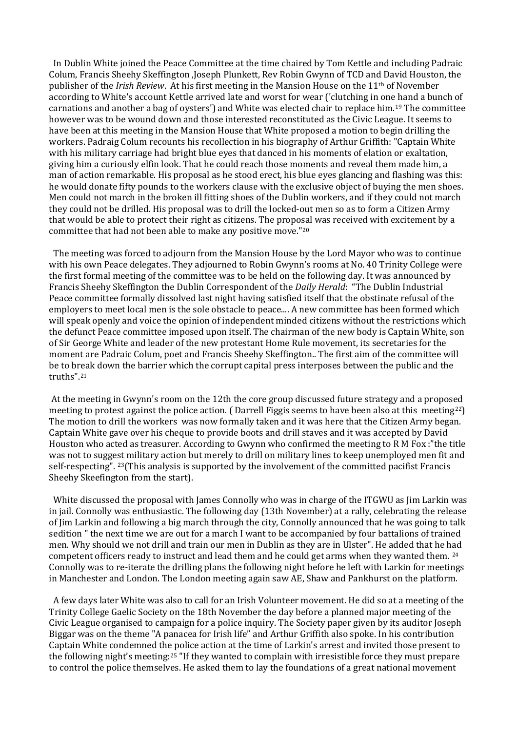In Dublin White joined the Peace Committee at the time chaired by Tom Kettle and including Padraic Colum, Francis Sheehy Skeffington ,Joseph Plunkett, Rev Robin Gwynn of TCD and David Houston, the publisher of the *Irish Review*. At his first meeting in the Mansion House on the 11th of November according to White's account Kettle arrived late and worst for wear ('clutching in one hand a bunch of carnations and another a bag of oysters') and White was elected chair to replace him.[19] The committee however was to be wound down and those interested reconstituted as the Civic League. It seems to have been at this meeting in the Mansion House that White proposed a motion to begin drilling the workers. Padraig Colum recounts his recollection in his biography of Arthur Griffith: "Captain White with his military carriage had bright blue eyes that danced in his moments of elation or exaltation, giving him a curiously elfin look. That he could reach those moments and reveal them made him, a man of action remarkable. His proposal as he stood erect, his blue eyes glancing and flashing was this: he would donate fifty pounds to the workers clause with the exclusive object of buying the men shoes. Men could not march in the broken ill fitting shoes of the Dublin workers, and if they could not march they could not be drilled. His proposal was to drill the locked-out men so as to form a Citizen Army that would be able to protect their right as citizens. The proposal was received with excitement by a committee that had not been able to make any positive move."[20]

The meeting was forced to adjourn from the Mansion House by the Lord Mayor who was to continue with his own Peace delegates. They adjourned to Robin Gwynn's rooms at No. 40 Trinity College were the first formal meeting of the committee was to be held on the following day. It was announced by Francis Sheehy Skeffington the Dublin Correspondent of the *Daily Herald*: "The Dublin Industrial Peace committee formally dissolved last night having satisfied itself that the obstinate refusal of the employers to meet local men is the sole obstacle to peace.... A new committee has been formed which will speak openly and voice the opinion of independent minded citizens without the restrictions which the defunct Peace committee imposed upon itself. The chairman of the new body is Captain White, son of Sir George White and leader of the new protestant Home Rule movement, its secretaries for the moment are Padraic Colum, poet and Francis Sheehy Skeffington.. The first aim of the committee will be to break down the barrier which the corrupt capital press interposes between the public and the truths".[21]

At the meeting in Gwynn's room on the 12th the core group discussed future strategy and a proposed meeting to protest against the police action. ( Darrell Figgis seems to have been also at this meeting[22]) The motion to drill the workers was now formally taken and it was here that the Citizen Army began. Captain White gave over his cheque to provide boots and drill staves and it was accepted by David Houston who acted as treasurer. According to Gwynn who confirmed the meeting to R M Fox :"the title was not to suggest military action but merely to drill on military lines to keep unemployed men fit and self-respecting". [23](This analysis is supported by the involvement of the committed pacifist Francis Sheehy Skeefington from the start).

White discussed the proposal with James Connolly who was in charge of the ITGWU as Jim Larkin was in jail. Connolly was enthusiastic. The following day (13th November) at a rally, celebrating the release of Jim Larkin and following a big march through the city, Connolly announced that he was going to talk sedition " the next time we are out for a march I want to be accompanied by four battalions of trained men. Why should we not drill and train our men in Dublin as they are in Ulster". He added that he had competent officers ready to instruct and lead them and he could get arms when they wanted them. [24] Connolly was to re-iterate the drilling plans the following night before he left with Larkin for meetings in Manchester and London. The London meeting again saw AE, Shaw and Pankhurst on the platform.

A few days later White was also to call for an Irish Volunteer movement. He did so at a meeting of the Trinity College Gaelic Society on the 18th November the day before a planned major meeting of the Civic League organised to campaign for a police inquiry. The Society paper given by its auditor Joseph Biggar was on the theme "A panacea for Irish life" and Arthur Griffith also spoke. In his contribution Captain White condemned the police action at the time of Larkin's arrest and invited those present to the following night's meeting:[25] "If they wanted to complain with irresistible force they must prepare to control the police themselves. He asked them to lay the foundations of a great national movement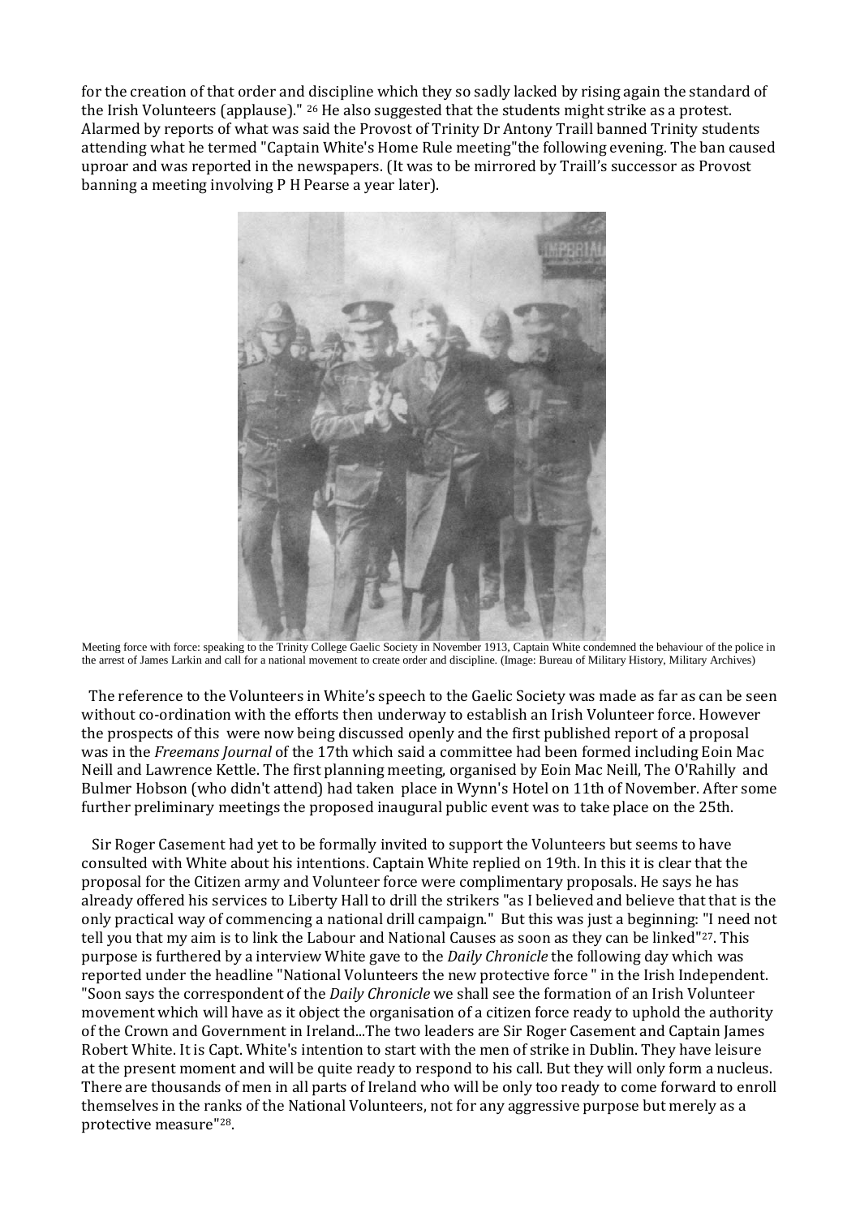for the creation of that order and discipline which they so sadly lacked by rising again the standard of the Irish Volunteers (applause)." [26] He also suggested that the students might strike as a protest. Alarmed by reports of what was said the Provost of Trinity Dr Antony Traill banned Trinity students attending what he termed "Captain White's Home Rule meeting"the following evening. The ban caused uproar and was reported in the newspapers. (It was to be mirrored by Traill's successor as Provost banning a meeting involving P H Pearse a year later).

Meeting force with force: speaking to the Trinity College Gaelic Society in November 1913, Captain White condemned the behaviour of the police in the arrest of James Larkin and call for a national movement to create order and discipline. (Image: Bureau of Military History, Military Archives)

The reference to the Volunteers in White's speech to the Gaelic Society was made as far as can be seen without co-ordination with the efforts then underway to establish an Irish Volunteer force. However the prospects of this were now being discussed openly and the first published report of a proposal was in the *Freemans Journal* of the 17th which said a committee had been formed including Eoin Mac Neill and Lawrence Kettle. The first planning meeting, organised by Eoin Mac Neill, The O'Rahilly and Bulmer Hobson (who didn't attend) had taken place in Wynn's Hotel on 11th of November. After some further preliminary meetings the proposed inaugural public event was to take place on the 25th.

Sir Roger Casement had yet to be formally invited to support the Volunteers but seems to have consulted with White about his intentions. Captain White replied on 19th. In this it is clear that the proposal for the Citizen army and Volunteer force were complimentary proposals. He says he has already offered his services to Liberty Hall to drill the strikers "as I believed and believe that that is the only practical way of commencing a national drill campaign." But this was just a beginning: "I need not tell you that my aim is to link the Labour and National Causes as soon as they can be linked"[27]. This purpose is furthered by a interview White gave to the *Daily Chronicle* the following day which was reported under the headline "National Volunteers the new protective force " in the Irish Independent. "Soon says the correspondent of the *Daily Chronicle* we shall see the formation of an Irish Volunteer movement which will have as it object the organisation of a citizen force ready to uphold the authority of the Crown and Government in Ireland...The two leaders are Sir Roger Casement and Captain James Robert White. It is Capt. White's intention to start with the men of strike in Dublin. They have leisure at the present moment and will be quite ready to respond to his call. But they will only form a nucleus. There are thousands of men in all parts of Ireland who will be only too ready to come forward to enroll themselves in the ranks of the National Volunteers, not for any aggressive purpose but merely as a protective measure"[28].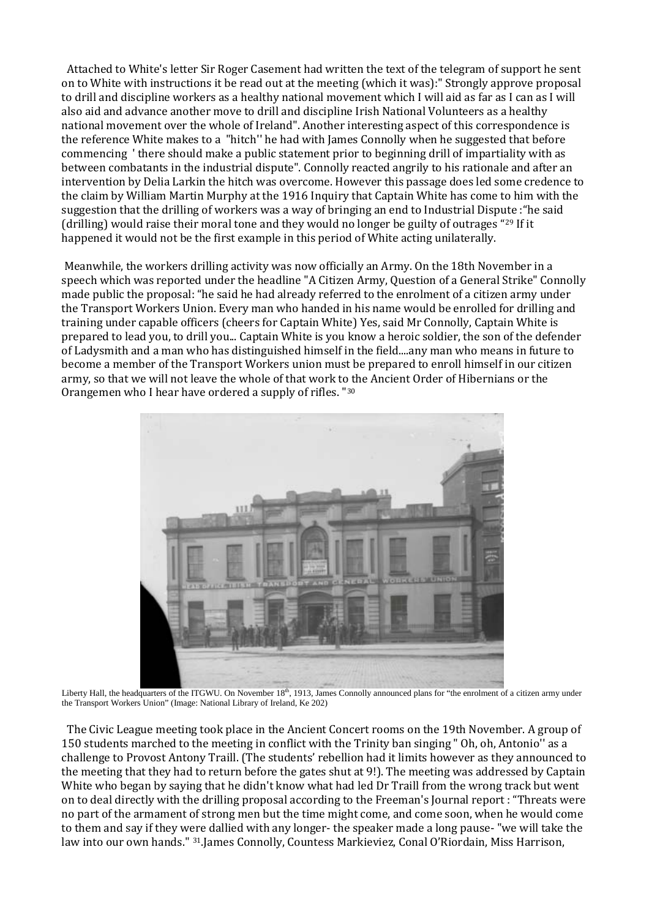Attached to White's letter Sir Roger Casement had written the text of the telegram of support he sent on to White with instructions it be read out at the meeting (which it was):" Strongly approve proposal to drill and discipline workers as a healthy national movement which I will aid as far as I can as I will also aid and advance another move to drill and discipline Irish National Volunteers as a healthy national movement over the whole of Ireland". Another interesting aspect of this correspondence is the reference White makes to a "hitch'' he had with James Connolly when he suggested that before commencing ' there should make a public statement prior to beginning drill of impartiality with as between combatants in the industrial dispute". Connolly reacted angrily to his rationale and after an intervention by Delia Larkin the hitch was overcome. However this passage does led some credence to the claim by William Martin Murphy at the 1916 Inquiry that Captain White has come to him with the suggestion that the drilling of workers was a way of bringing an end to Industrial Dispute :"he said (drilling) would raise their moral tone and they would no longer be guilty of outrages "[29] If it happened it would not be the first example in this period of White acting unilaterally.

Meanwhile, the workers drilling activity was now officially an Army. On the 18th November in a speech which was reported under the headline "A Citizen Army, Question of a General Strike" Connolly made public the proposal: "he said he had already referred to the enrolment of a citizen army under the Transport Workers Union. Every man who handed in his name would be enrolled for drilling and training under capable officers (cheers for Captain White) Yes, said Mr Connolly, Captain White is prepared to lead you, to drill you... Captain White is you know a heroic soldier, the son of the defender of Ladysmith and a man who has distinguished himself in the field....any man who means in future to become a member of the Transport Workers union must be prepared to enroll himself in our citizen army, so that we will not leave the whole of that work to the Ancient Order of Hibernians or the Orangemen who I hear have ordered a supply of rifles. "[30]

Liberty Hall, the headquarters of the ITGWU. On November 18th, 1913, James Connolly announced plans for "the enrolment of a citizen army under the Transport Workers Union" (Image: National Library of Ireland, Ke 202)

The Civic League meeting took place in the Ancient Concert rooms on the 19th November. A group of 150 students marched to the meeting in conflict with the Trinity ban singing " Oh, oh, Antonio'' as a challenge to Provost Antony Traill. (The students' rebellion had it limits however as they announced to the meeting that they had to return before the gates shut at 9!). The meeting was addressed by Captain White who began by saying that he didn't know what had led Dr Traill from the wrong track but went on to deal directly with the drilling proposal according to the Freeman's Journal report : "Threats were no part of the armament of strong men but the time might come, and come soon, when he would come to them and say if they were dallied with any longer- the speaker made a long pause- "we will take the law into our own hands." [31].James Connolly, Countess Markieviez, Conal O'Riordain, Miss Harrison,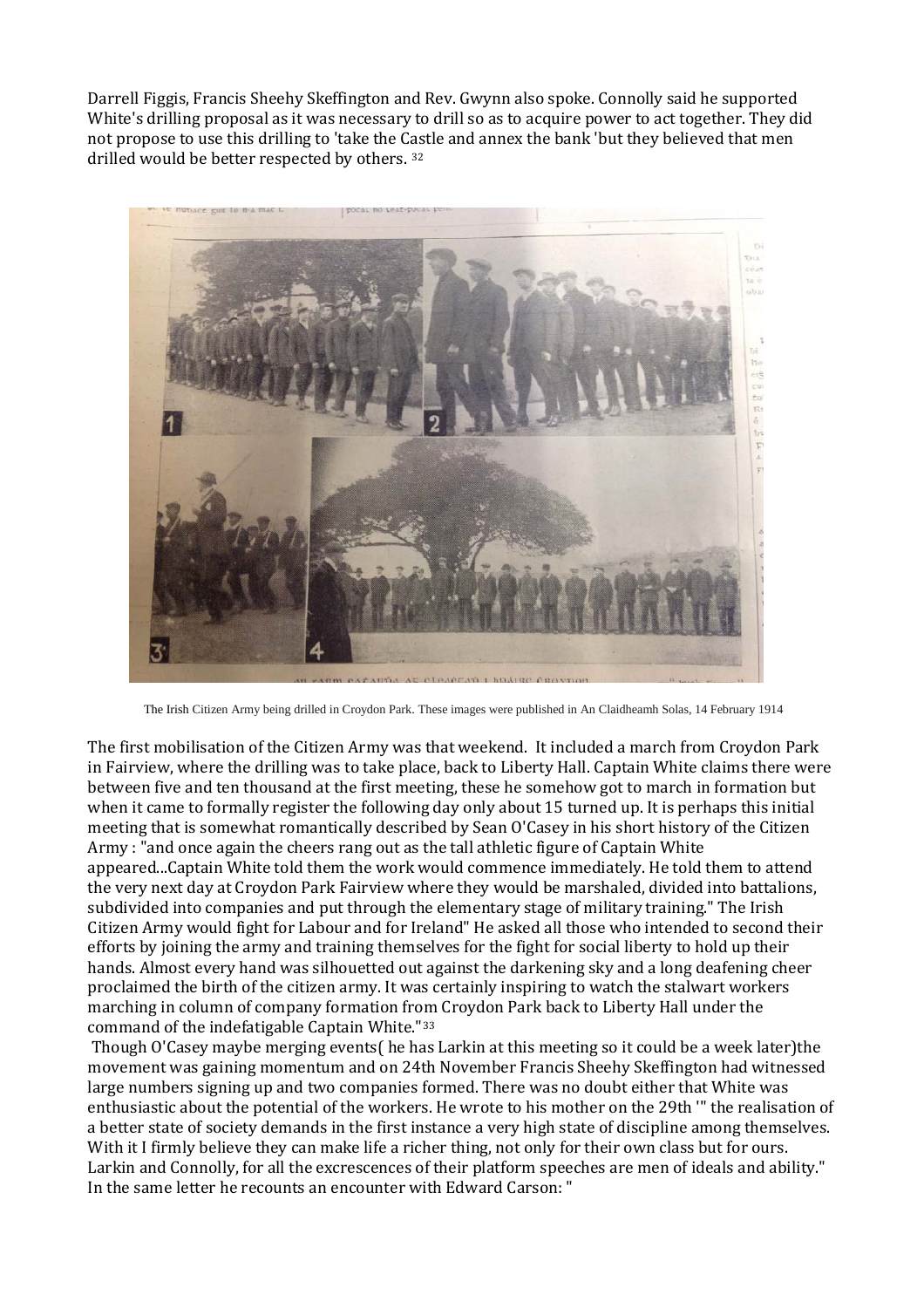Darrell Figgis, Francis Sheehy Skeffington and Rev. Gwynn also spoke. Connolly said he supported White's drilling proposal as it was necessary to drill so as to acquire power to act together. They did not propose to use this drilling to 'take the Castle and annex the bank 'but they believed that men drilled would be better respected by others. [32]

The Irish Citizen Army being drilled in Croydon Park. These images were published in An Claidheamh Solas, 14 February 1914

The first mobilisation of the Citizen Army was that weekend. It included a march from Croydon Park in Fairview, where the drilling was to take place, back to Liberty Hall. Captain White claims there were between five and ten thousand at the first meeting, these he somehow got to march in formation but when it came to formally register the following day only about 15 turned up. It is perhaps this initial meeting that is somewhat romantically described by Sean O'Casey in his short history of the Citizen Army : "and once again the cheers rang out as the tall athletic figure of Captain White appeared...Captain White told them the work would commence immediately. He told them to attend the very next day at Croydon Park Fairview where they would be marshaled, divided into battalions, subdivided into companies and put through the elementary stage of military training." The Irish Citizen Army would fight for Labour and for Ireland" He asked all those who intended to second their efforts by joining the army and training themselves for the fight for social liberty to hold up their hands. Almost every hand was silhouetted out against the darkening sky and a long deafening cheer proclaimed the birth of the citizen army. It was certainly inspiring to watch the stalwart workers marching in column of company formation from Croydon Park back to Liberty Hall under the command of the indefatigable Captain White." [33]

Though O'Casey maybe merging events( he has Larkin at this meeting so it could be a week later)the movement was gaining momentum and on 24th November Francis Sheehy Skeffington had witnessed large numbers signing up and two companies formed. There was no doubt either that White was enthusiastic about the potential of the workers. He wrote to his mother on the 29th '" the realisation of a better state of society demands in the first instance a very high state of discipline among themselves. With it I firmly believe they can make life a richer thing, not only for their own class but for ours. Larkin and Connolly, for all the excrescences of their platform speeches are men of ideals and ability." In the same letter he recounts an encounter with Edward Carson: "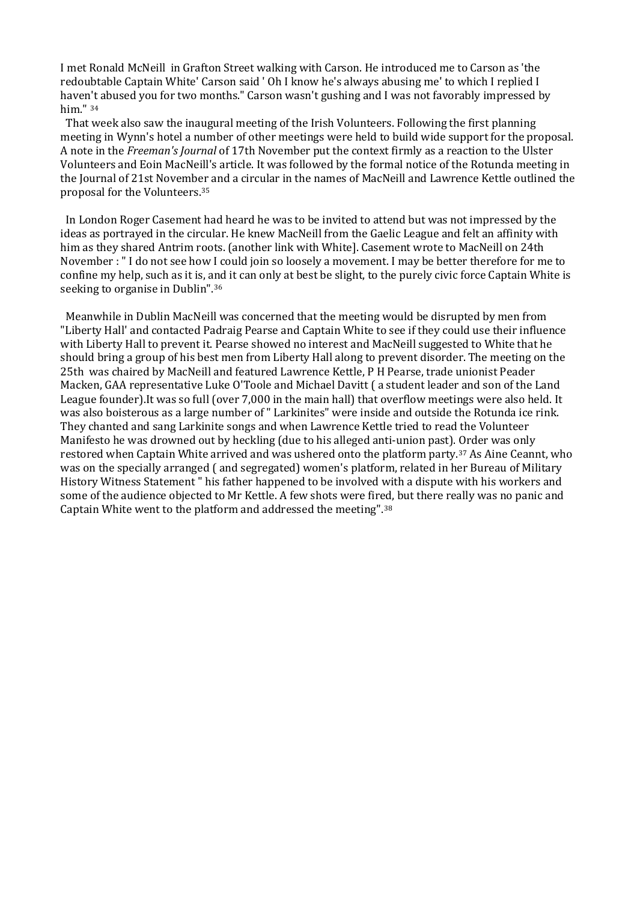I met Ronald McNeill in Grafton Street walking with Carson. He introduced me to Carson as 'the redoubtable Captain White' Carson said ' Oh I know he's always abusing me' to which I replied I haven't abused you for two months." Carson wasn't gushing and I was not favorably impressed by him." [34]

That week also saw the inaugural meeting of the Irish Volunteers. Following the first planning meeting in Wynn's hotel a number of other meetings were held to build wide support for the proposal. A note in the *Freeman's Journal* of 17th November put the context firmly as a reaction to the Ulster Volunteers and Eoin MacNeill's article. It was followed by the formal notice of the Rotunda meeting in the Journal of 21st November and a circular in the names of MacNeill and Lawrence Kettle outlined the proposal for the Volunteers.[35]

In London Roger Casement had heard he was to be invited to attend but was not impressed by the ideas as portrayed in the circular. He knew MacNeill from the Gaelic League and felt an affinity with him as they shared Antrim roots. (another link with White]. Casement wrote to MacNeill on 24th November : " I do not see how I could join so loosely a movement. I may be better therefore for me to confine my help, such as it is, and it can only at best be slight, to the purely civic force Captain White is seeking to organise in Dublin".[36]

Meanwhile in Dublin MacNeill was concerned that the meeting would be disrupted by men from "Liberty Hall' and contacted Padraig Pearse and Captain White to see if they could use their influence with Liberty Hall to prevent it. Pearse showed no interest and MacNeill suggested to White that he should bring a group of his best men from Liberty Hall along to prevent disorder. The meeting on the 25th was chaired by MacNeill and featured Lawrence Kettle, P H Pearse, trade unionist Peader Macken, GAA representative Luke O'Toole and Michael Davitt ( a student leader and son of the Land League founder).It was so full (over 7,000 in the main hall) that overflow meetings were also held. It was also boisterous as a large number of " Larkinites" were inside and outside the Rotunda ice rink. They chanted and sang Larkinite songs and when Lawrence Kettle tried to read the Volunteer Manifesto he was drowned out by heckling (due to his alleged anti-union past). Order was only restored when Captain White arrived and was ushered onto the platform party.[37] As Aine Ceannt, who was on the specially arranged ( and segregated) women's platform, related in her Bureau of Military History Witness Statement " his father happened to be involved with a dispute with his workers and some of the audience objected to Mr Kettle. A few shots were fired, but there really was no panic and Captain White went to the platform and addressed the meeting".[38]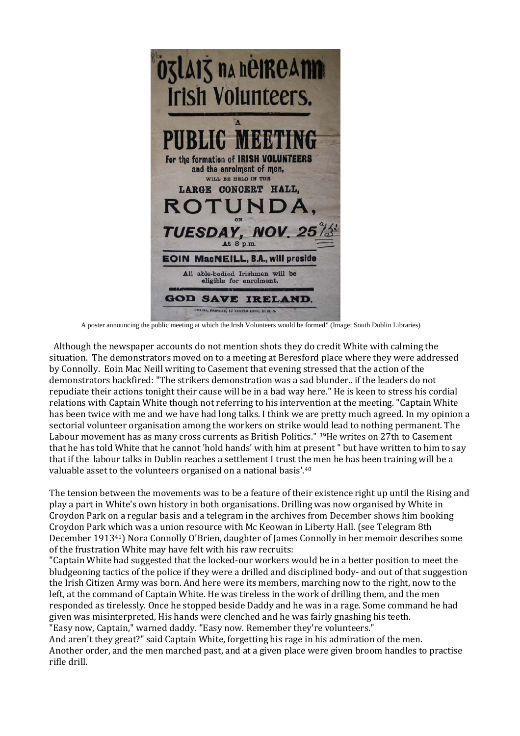A poster announcing the public meeting at which the Irish Volunteers would be formed" (Image: South Dublin Libraries)

Although the newspaper accounts do not mention shots they do credit White with calming the situation. The demonstrators moved on to a meeting at Beresford place where they were addressed by Connolly. Eoin Mac Neill writing to Casement that evening stressed that the action of the demonstrators backfired: "The strikers demonstration was a sad blunder.. if the leaders do not repudiate their actions tonight their cause will be in a bad way here." He is keen to stress his cordial relations with Captain White though not referring to his intervention at the meeting. "Captain White has been twice with me and we have had long talks. I think we are pretty much agreed. In my opinion a sectorial volunteer organisation among the workers on strike would lead to nothing permanent. The Labour movement has as many cross currents as British Politics." [39]He writes on 27th to Casement that he has told White that he cannot 'hold hands' with him at present " but have written to him to say that if the labour talks in Dublin reaches a settlement I trust the men he has been training will be a valuable asset to the volunteers organised on a national basis'.[40]

The tension between the movements was to be a feature of their existence right up until the Rising and play a part in White's own history in both organisations. Drilling was now organised by White in Croydon Park on a regular basis and a telegram in the archives from December shows him booking Croydon Park which was a union resource with Mc Keowan in Liberty Hall. (see Telegram 8th December 1913[41]) Nora Connolly O'Brien, daughter of James Connolly in her memoir describes some of the frustration White may have felt with his raw recruits:

"Captain White had suggested that the locked-our workers would be in a better position to meet the bludgeoning tactics of the police if they were a drilled and disciplined body- and out of that suggestion the Irish Citizen Army was born. And here were its members, marching now to the right, now to the left, at the command of Captain White. He was tireless in the work of drilling them, and the men responded as tirelessly. Once he stopped beside Daddy and he was in a rage. Some command he had given was misinterpreted, His hands were clenched and he was fairly gnashing his teeth.

"Easy now, Captain," warned daddy. "Easy now. Remember they're volunteers."

And aren't they great?" said Captain White, forgetting his rage in his admiration of the men. Another order, and the men marched past, and at a given place were given broom handles to practise rifle drill.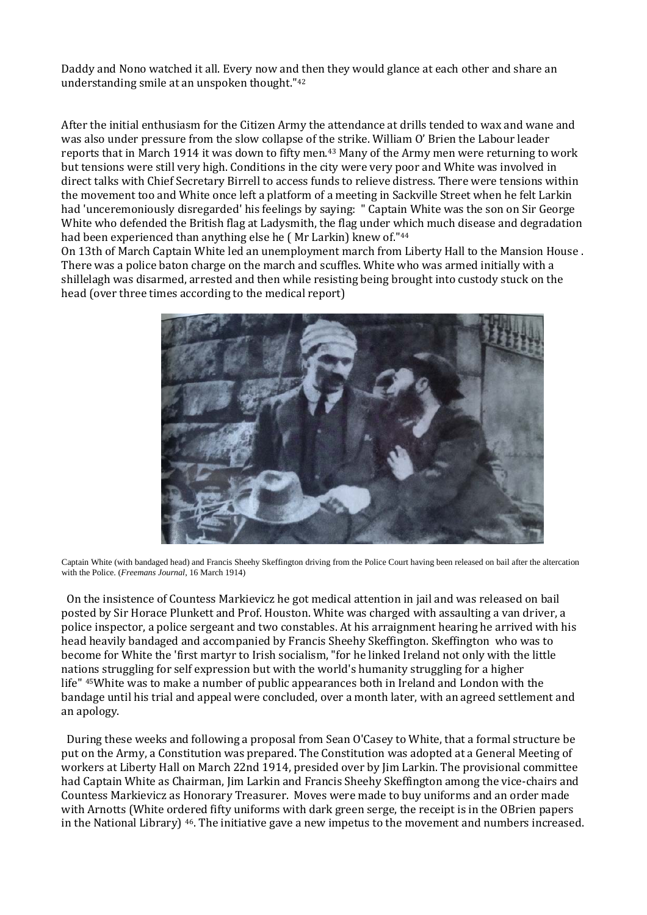Daddy and Nono watched it all. Every now and then they would glance at each other and share an understanding smile at an unspoken thought."[42]

After the initial enthusiasm for the Citizen Army the attendance at drills tended to wax and wane and was also under pressure from the slow collapse of the strike. William O' Brien the Labour leader reports that in March 1914 it was down to fifty men.[43] Many of the Army men were returning to work but tensions were still very high. Conditions in the city were very poor and White was involved in direct talks with Chief Secretary Birrell to access funds to relieve distress. There were tensions within the movement too and White once left a platform of a meeting in Sackville Street when he felt Larkin had 'unceremoniously disregarded' his feelings by saying: " Captain White was the son on Sir George White who defended the British flag at Ladysmith, the flag under which much disease and degradation had been experienced than anything else he ( Mr Larkin) knew of."[44]

On 13th of March Captain White led an unemployment march from Liberty Hall to the Mansion House . There was a police baton charge on the march and scuffles. White who was armed initially with a shillelagh was disarmed, arrested and then while resisting being brought into custody stuck on the head (over three times according to the medical report)

Captain White (with bandaged head) and Francis Sheehy Skeffington driving from the Police Court having been released on bail after the altercation with the Police. (*Freemans Journal*, 16 March 1914)

On the insistence of Countess Markievicz he got medical attention in jail and was released on bail posted by Sir Horace Plunkett and Prof. Houston. White was charged with assaulting a van driver, a police inspector, a police sergeant and two constables. At his arraignment hearing he arrived with his head heavily bandaged and accompanied by Francis Sheehy Skeffington. Skeffington who was to become for White the 'first martyr to Irish socialism, "for he linked Ireland not only with the little nations struggling for self expression but with the world's humanity struggling for a higher life" [45]White was to make a number of public appearances both in Ireland and London with the bandage until his trial and appeal were concluded, over a month later, with an agreed settlement and an apology.

During these weeks and following a proposal from Sean O'Casey to White, that a formal structure be put on the Army, a Constitution was prepared. The Constitution was adopted at a General Meeting of workers at Liberty Hall on March 22nd 1914, presided over by Jim Larkin. The provisional committee had Captain White as Chairman, Jim Larkin and Francis Sheehy Skeffington among the vice-chairs and Countess Markievicz as Honorary Treasurer. Moves were made to buy uniforms and an order made with Arnotts (White ordered fifty uniforms with dark green serge, the receipt is in the OBrien papers in the National Library) [46]. The initiative gave a new impetus to the movement and numbers increased.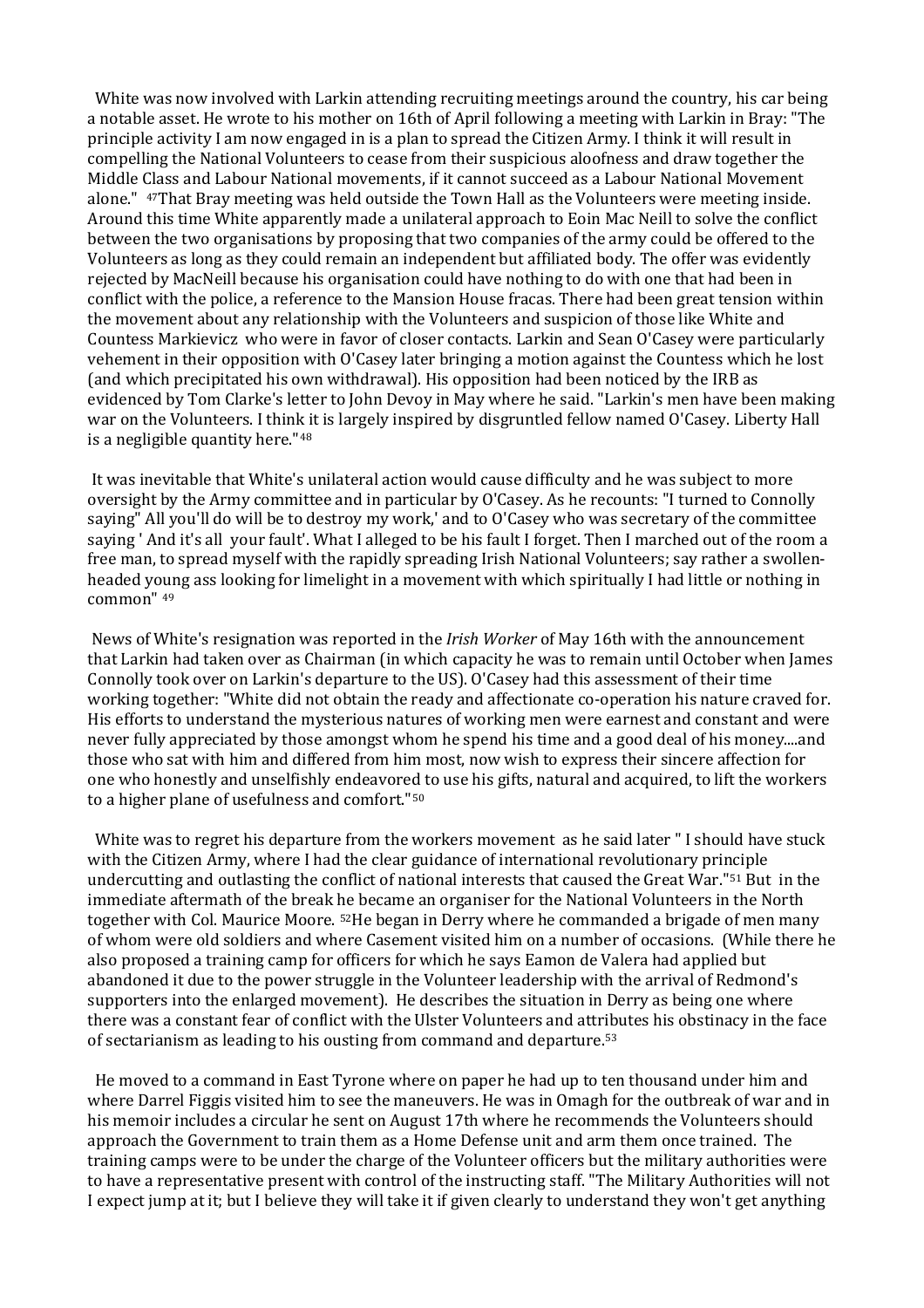White was now involved with Larkin attending recruiting meetings around the country, his car being a notable asset. He wrote to his mother on 16th of April following a meeting with Larkin in Bray: "The principle activity I am now engaged in is a plan to spread the Citizen Army. I think it will result in compelling the National Volunteers to cease from their suspicious aloofness and draw together the Middle Class and Labour National movements, if it cannot succeed as a Labour National Movement alone." [47]That Bray meeting was held outside the Town Hall as the Volunteers were meeting inside. Around this time White apparently made a unilateral approach to Eoin Mac Neill to solve the conflict between the two organisations by proposing that two companies of the army could be offered to the Volunteers as long as they could remain an independent but affiliated body. The offer was evidently rejected by MacNeill because his organisation could have nothing to do with one that had been in conflict with the police, a reference to the Mansion House fracas. There had been great tension within the movement about any relationship with the Volunteers and suspicion of those like White and Countess Markievicz who were in favor of closer contacts. Larkin and Sean O'Casey were particularly vehement in their opposition with O'Casey later bringing a motion against the Countess which he lost (and which precipitated his own withdrawal). His opposition had been noticed by the IRB as evidenced by Tom Clarke's letter to John Devoy in May where he said. "Larkin's men have been making war on the Volunteers. I think it is largely inspired by disgruntled fellow named O'Casey. Liberty Hall is a negligible quantity here."[48]

It was inevitable that White's unilateral action would cause difficulty and he was subject to more oversight by the Army committee and in particular by O'Casey. As he recounts: "I turned to Connolly saying" All you'll do will be to destroy my work,' and to O'Casey who was secretary of the committee saying ' And it's all your fault'. What I alleged to be his fault I forget. Then I marched out of the room a free man, to spread myself with the rapidly spreading Irish National Volunteers; say rather a swollen-headed young ass looking for limelight in a movement with which spiritually I had little or nothing in common" [49]

News of White's resignation was reported in the *Irish Worker* of May 16th with the announcement that Larkin had taken over as Chairman (in which capacity he was to remain until October when James Connolly took over on Larkin's departure to the US). O'Casey had this assessment of their time working together: "White did not obtain the ready and affectionate co-operation his nature craved for. His efforts to understand the mysterious natures of working men were earnest and constant and were never fully appreciated by those amongst whom he spend his time and a good deal of his money....and those who sat with him and differed from him most, now wish to express their sincere affection for one who honestly and unselfishly endeavored to use his gifts, natural and acquired, to lift the workers to a higher plane of usefulness and comfort."[50]

White was to regret his departure from the workers movement as he said later " I should have stuck with the Citizen Army, where I had the clear guidance of international revolutionary principle undercutting and outlasting the conflict of national interests that caused the Great War."[51] But in the immediate aftermath of the break he became an organiser for the National Volunteers in the North together with Col. Maurice Moore. [52]He began in Derry where he commanded a brigade of men many of whom were old soldiers and where Casement visited him on a number of occasions. (While there he also proposed a training camp for officers for which he says Eamon de Valera had applied but abandoned it due to the power struggle in the Volunteer leadership with the arrival of Redmond's supporters into the enlarged movement). He describes the situation in Derry as being one where there was a constant fear of conflict with the Ulster Volunteers and attributes his obstinacy in the face of sectarianism as leading to his ousting from command and departure.[53]

He moved to a command in East Tyrone where on paper he had up to ten thousand under him and where Darrel Figgis visited him to see the maneuvers. He was in Omagh for the outbreak of war and in his memoir includes a circular he sent on August 17th where he recommends the Volunteers should approach the Government to train them as a Home Defense unit and arm them once trained. The training camps were to be under the charge of the Volunteer officers but the military authorities were to have a representative present with control of the instructing staff. "The Military Authorities will not I expect jump at it; but I believe they will take it if given clearly to understand they won't get anything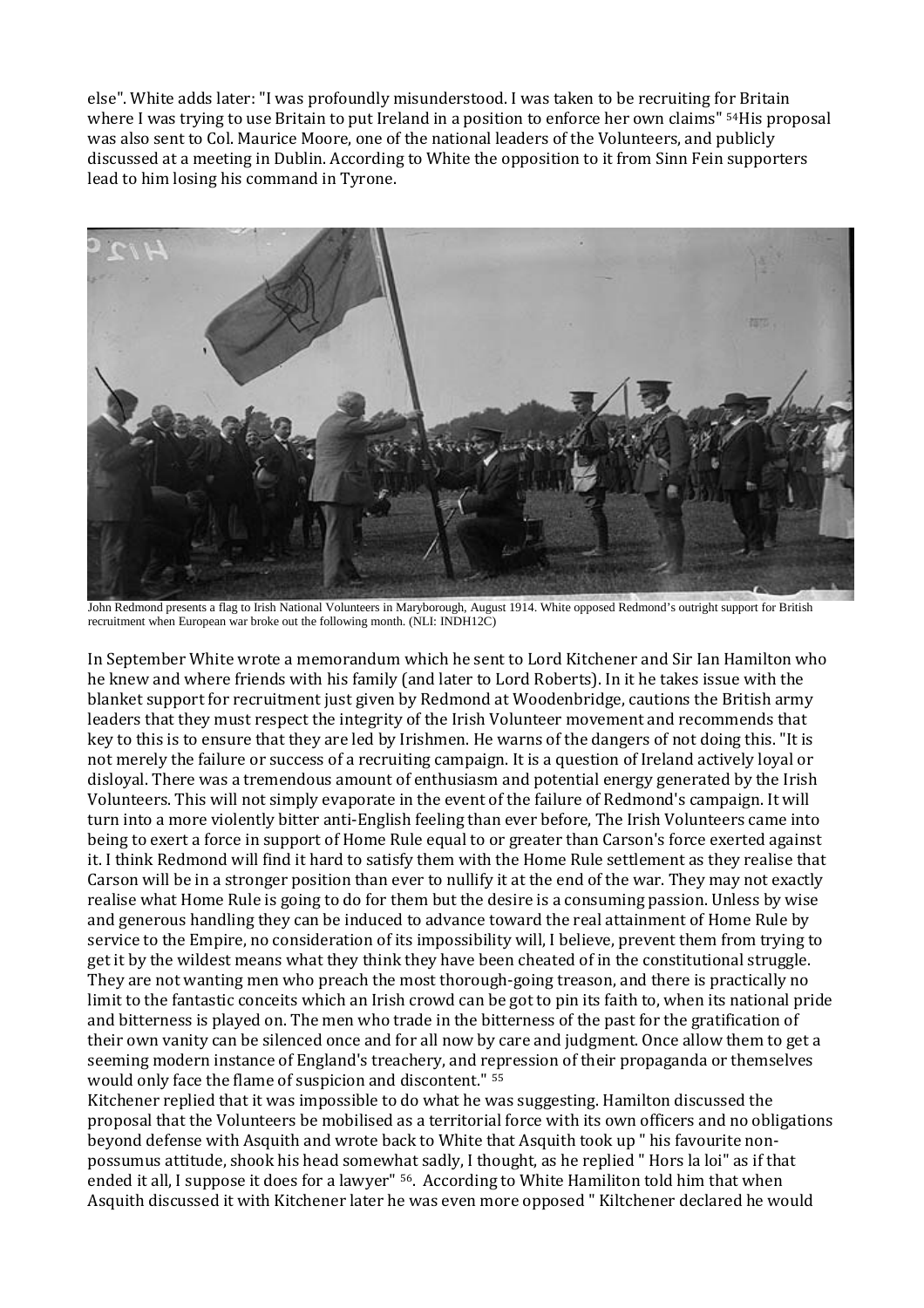else". White adds later: "I was profoundly misunderstood. I was taken to be recruiting for Britain where I was trying to use Britain to put Ireland in a position to enforce her own claims" [54]His proposal was also sent to Col. Maurice Moore, one of the national leaders of the Volunteers, and publicly discussed at a meeting in Dublin. According to White the opposition to it from Sinn Fein supporters lead to him losing his command in Tyrone.

John Redmond presents a flag to Irish National Volunteers in Maryborough, August 1914. White opposed Redmond's outright support for British recruitment when European war broke out the following month. (NLI: INDH12C)

In September White wrote a memorandum which he sent to Lord Kitchener and Sir Ian Hamilton who he knew and where friends with his family (and later to Lord Roberts). In it he takes issue with the blanket support for recruitment just given by Redmond at Woodenbridge, cautions the British army leaders that they must respect the integrity of the Irish Volunteer movement and recommends that key to this is to ensure that they are led by Irishmen. He warns of the dangers of not doing this. "It is not merely the failure or success of a recruiting campaign. It is a question of Ireland actively loyal or disloyal. There was a tremendous amount of enthusiasm and potential energy generated by the Irish Volunteers. This will not simply evaporate in the event of the failure of Redmond's campaign. It will turn into a more violently bitter anti-English feeling than ever before, The Irish Volunteers came into being to exert a force in support of Home Rule equal to or greater than Carson's force exerted against it. I think Redmond will find it hard to satisfy them with the Home Rule settlement as they realise that Carson will be in a stronger position than ever to nullify it at the end of the war. They may not exactly realise what Home Rule is going to do for them but the desire is a consuming passion. Unless by wise and generous handling they can be induced to advance toward the real attainment of Home Rule by service to the Empire, no consideration of its impossibility will, I believe, prevent them from trying to get it by the wildest means what they think they have been cheated of in the constitutional struggle. They are not wanting men who preach the most thorough-going treason, and there is practically no limit to the fantastic conceits which an Irish crowd can be got to pin its faith to, when its national pride and bitterness is played on. The men who trade in the bitterness of the past for the gratification of their own vanity can be silenced once and for all now by care and judgment. Once allow them to get a seeming modern instance of England's treachery, and repression of their propaganda or themselves would only face the flame of suspicion and discontent." [55]

Kitchener replied that it was impossible to do what he was suggesting. Hamilton discussed the proposal that the Volunteers be mobilised as a territorial force with its own officers and no obligations beyond defense with Asquith and wrote back to White that Asquith took up " his favourite non-possumus attitude, shook his head somewhat sadly, I thought, as he replied " Hors la loi" as if that ended it all, I suppose it does for a lawyer" [56]. According to White Hamiliton told him that when Asquith discussed it with Kitchener later he was even more opposed " Kiltchener declared he would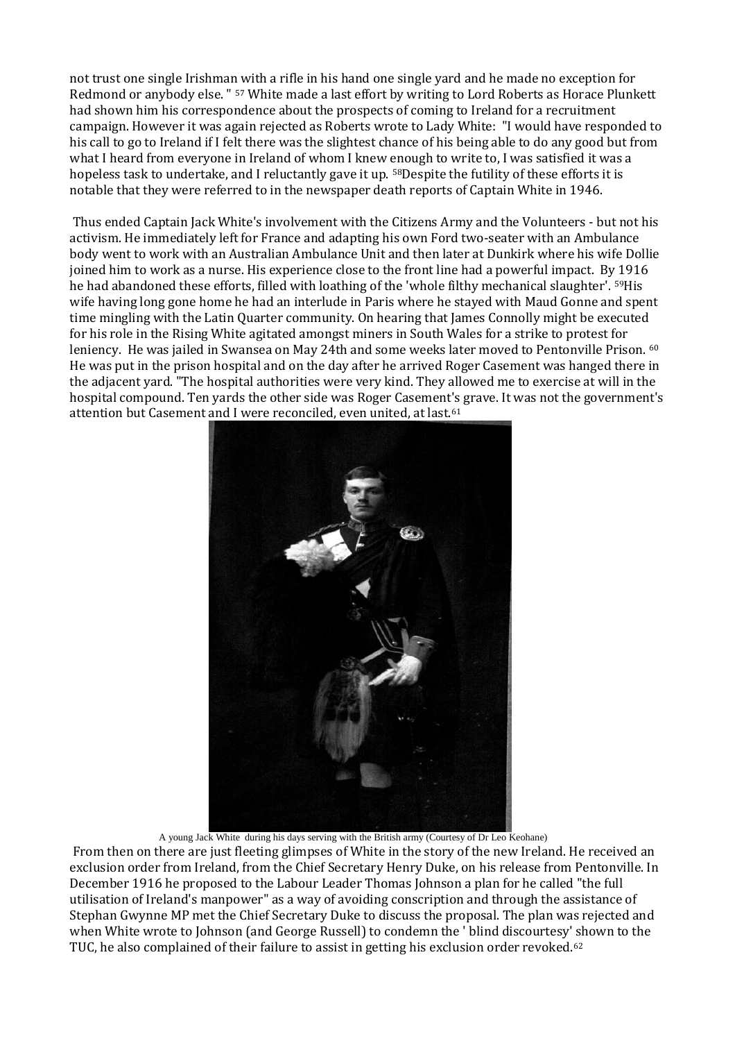not trust one single Irishman with a rifle in his hand one single yard and he made no exception for Redmond or anybody else. " [57] White made a last effort by writing to Lord Roberts as Horace Plunkett had shown him his correspondence about the prospects of coming to Ireland for a recruitment campaign. However it was again rejected as Roberts wrote to Lady White: "I would have responded to his call to go to Ireland if I felt there was the slightest chance of his being able to do any good but from what I heard from everyone in Ireland of whom I knew enough to write to, I was satisfied it was a hopeless task to undertake, and I reluctantly gave it up. [58]Despite the futility of these efforts it is notable that they were referred to in the newspaper death reports of Captain White in 1946.

Thus ended Captain Jack White's involvement with the Citizens Army and the Volunteers - but not his activism. He immediately left for France and adapting his own Ford two-seater with an Ambulance body went to work with an Australian Ambulance Unit and then later at Dunkirk where his wife Dollie joined him to work as a nurse. His experience close to the front line had a powerful impact. By 1916 he had abandoned these efforts, filled with loathing of the 'whole filthy mechanical slaughter'. [59]His wife having long gone home he had an interlude in Paris where he stayed with Maud Gonne and spent time mingling with the Latin Quarter community. On hearing that James Connolly might be executed for his role in the Rising White agitated amongst miners in South Wales for a strike to protest for leniency. He was jailed in Swansea on May 24th and some weeks later moved to Pentonville Prison. [60] He was put in the prison hospital and on the day after he arrived Roger Casement was hanged there in the adjacent yard. "The hospital authorities were very kind. They allowed me to exercise at will in the hospital compound. Ten yards the other side was Roger Casement's grave. It was not the government's attention but Casement and I were reconciled, even united, at last.[61]

A young Jack White during his days serving with the British army (Courtesy of Dr Leo Keohane)

From then on there are just fleeting glimpses of White in the story of the new Ireland. He received an exclusion order from Ireland, from the Chief Secretary Henry Duke, on his release from Pentonville. In December 1916 he proposed to the Labour Leader Thomas Johnson a plan for he called "the full utilisation of Ireland's manpower" as a way of avoiding conscription and through the assistance of Stephan Gwynne MP met the Chief Secretary Duke to discuss the proposal. The plan was rejected and when White wrote to Johnson (and George Russell) to condemn the ' blind discourtesy' shown to the TUC, he also complained of their failure to assist in getting his exclusion order revoked.[62]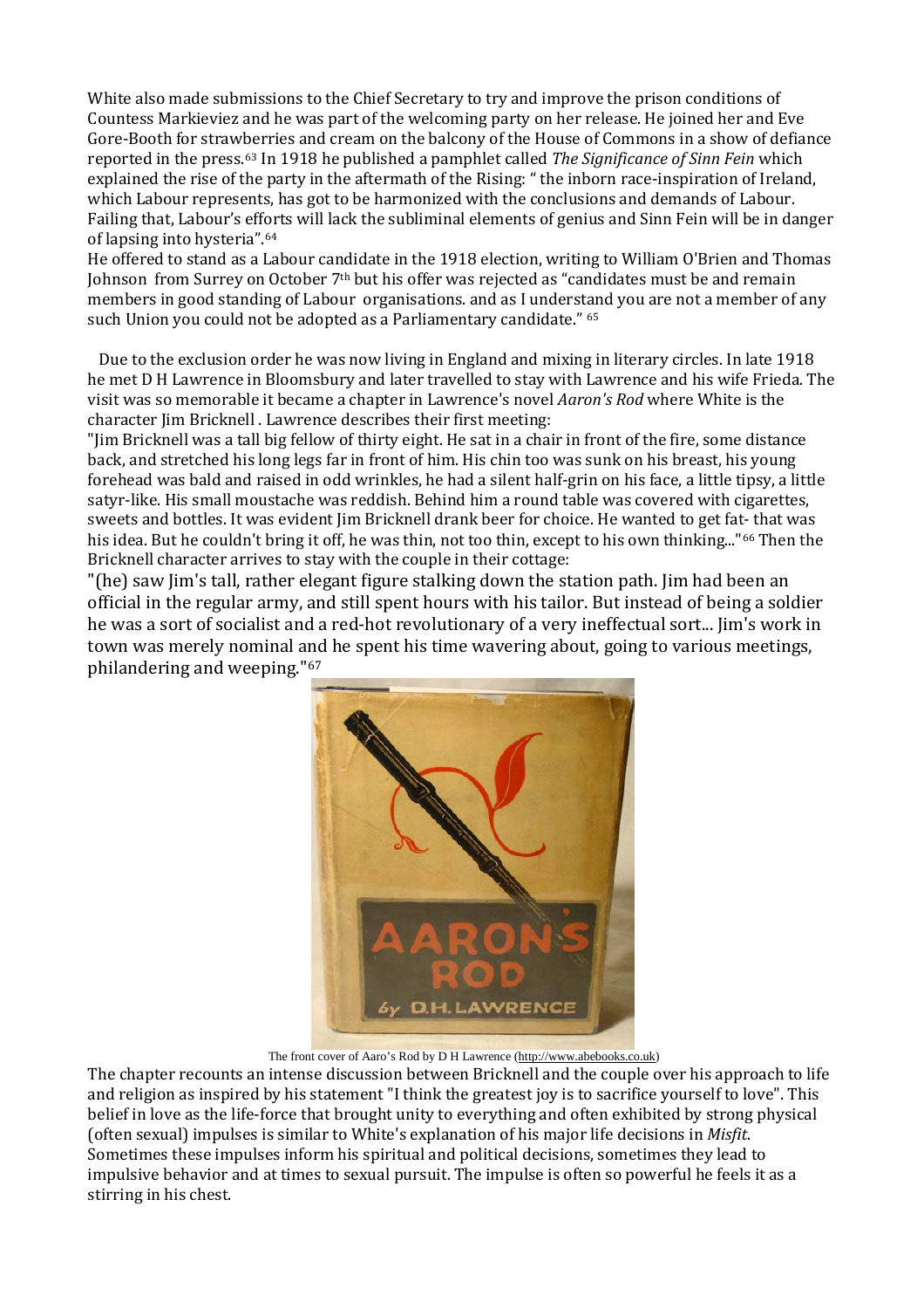White also made submissions to the Chief Secretary to try and improve the prison conditions of Countess Markieviez and he was part of the welcoming party on her release. He joined her and Eve Gore-Booth for strawberries and cream on the balcony of the House of Commons in a show of defiance reported in the press.[63] In 1918 he published a pamphlet called *The Significance of Sinn Fein* which explained the rise of the party in the aftermath of the Rising: " the inborn race-inspiration of Ireland, which Labour represents, has got to be harmonized with the conclusions and demands of Labour. Failing that, Labour's efforts will lack the subliminal elements of genius and Sinn Fein will be in danger of lapsing into hysteria".[64]

He offered to stand as a Labour candidate in the 1918 election, writing to William O'Brien and Thomas Johnson from Surrey on October 7th but his offer was rejected as "candidates must be and remain members in good standing of Labour organisations. and as I understand you are not a member of any such Union you could not be adopted as a Parliamentary candidate." [65]

Due to the exclusion order he was now living in England and mixing in literary circles. In late 1918 he met D H Lawrence in Bloomsbury and later travelled to stay with Lawrence and his wife Frieda. The visit was so memorable it became a chapter in Lawrence's novel *Aaron's Rod* where White is the character Jim Bricknell . Lawrence describes their first meeting:

"Jim Bricknell was a tall big fellow of thirty eight. He sat in a chair in front of the fire, some distance back, and stretched his long legs far in front of him. His chin too was sunk on his breast, his young forehead was bald and raised in odd wrinkles, he had a silent half-grin on his face, a little tipsy, a little satyr-like. His small moustache was reddish. Behind him a round table was covered with cigarettes, sweets and bottles. It was evident Jim Bricknell drank beer for choice. He wanted to get fat- that was his idea. But he couldn't bring it off, he was thin, not too thin, except to his own thinking..."[66] Then the Bricknell character arrives to stay with the couple in their cottage:

"(he) saw Jim's tall, rather elegant figure stalking down the station path. Jim had been an official in the regular army, and still spent hours with his tailor. But instead of being a soldier he was a sort of socialist and a red-hot revolutionary of a very ineffectual sort... Jim's work in town was merely nominal and he spent his time wavering about, going to various meetings, philandering and weeping."[67]

The front cover of Aaro's Rod by D H Lawrence (http://www.abebooks.co.uk)

The chapter recounts an intense discussion between Bricknell and the couple over his approach to life and religion as inspired by his statement "I think the greatest joy is to sacrifice yourself to love". This belief in love as the life-force that brought unity to everything and often exhibited by strong physical (often sexual) impulses is similar to White's explanation of his major life decisions in *Misfit*. Sometimes these impulses inform his spiritual and political decisions, sometimes they lead to impulsive behavior and at times to sexual pursuit. The impulse is often so powerful he feels it as a stirring in his chest.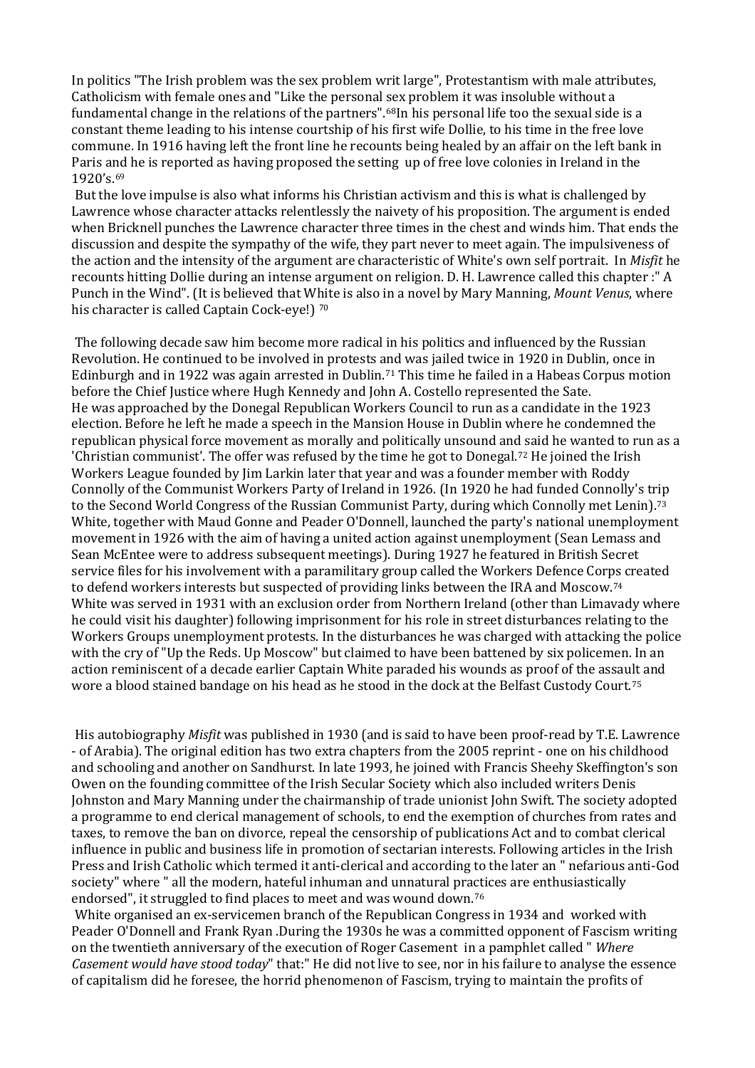In politics "The Irish problem was the sex problem writ large", Protestantism with male attributes, Catholicism with female ones and "Like the personal sex problem it was insoluble without a fundamental change in the relations of the partners".[68] In his personal life too the sexual side is a constant theme leading to his intense courtship of his first wife Dollie, to his time in the free love commune. In 1916 having left the front line he recounts being healed by an affair on the left bank in Paris and he is reported as having proposed the setting up of free love colonies in Ireland in the 1920's.[69]

But the love impulse is also what informs his Christian activism and this is what is challenged by Lawrence whose character attacks relentlessly the naivety of his proposition. The argument is ended when Bricknell punches the Lawrence character three times in the chest and winds him. That ends the discussion and despite the sympathy of the wife, they part never to meet again. The impulsiveness of the action and the intensity of the argument are characteristic of White's own self portrait. In *Misfit* he recounts hitting Dollie during an intense argument on religion. D. H. Lawrence called this chapter :" A Punch in the Wind". (It is believed that White is also in a novel by Mary Manning, *Mount Venus*, where his character is called Captain Cock-eye!) [70]

The following decade saw him become more radical in his politics and influenced by the Russian Revolution. He continued to be involved in protests and was jailed twice in 1920 in Dublin, once in Edinburgh and in 1922 was again arrested in Dublin.[71] This time he failed in a Habeas Corpus motion before the Chief Justice where Hugh Kennedy and John A. Costello represented the Sate.
He was approached by the Donegal Republican Workers Council to run as a candidate in the 1923 election. Before he left he made a speech in the Mansion House in Dublin where he condemned the republican physical force movement as morally and politically unsound and said he wanted to run as a 'Christian communist'. The offer was refused by the time he got to Donegal.[72] He joined the Irish Workers League founded by Jim Larkin later that year and was a founder member with Roddy Connolly of the Communist Workers Party of Ireland in 1926. (In 1920 he had funded Connolly's trip to the Second World Congress of the Russian Communist Party, during which Connolly met Lenin).[73]
White, together with Maud Gonne and Peader O'Donnell, launched the party's national unemployment movement in 1926 with the aim of having a united action against unemployment (Sean Lemass and Sean McEntee were to address subsequent meetings). During 1927 he featured in British Secret service files for his involvement with a paramilitary group called the Workers Defence Corps created to defend workers interests but suspected of providing links between the IRA and Moscow.[74]
White was served in 1931 with an exclusion order from Northern Ireland (other than Limavady where he could visit his daughter) following imprisonment for his role in street disturbances relating to the Workers Groups unemployment protests. In the disturbances he was charged with attacking the police with the cry of "Up the Reds. Up Moscow" but claimed to have been battened by six policemen. In an action reminiscent of a decade earlier Captain White paraded his wounds as proof of the assault and wore a blood stained bandage on his head as he stood in the dock at the Belfast Custody Court.[75]

His autobiography *Misfit* was published in 1930 (and is said to have been proof-read by T.E. Lawrence - of Arabia). The original edition has two extra chapters from the 2005 reprint - one on his childhood and schooling and another on Sandhurst. In late 1993, he joined with Francis Sheehy Skeffington's son Owen on the founding committee of the Irish Secular Society which also included writers Denis Johnston and Mary Manning under the chairmanship of trade unionist John Swift. The society adopted a programme to end clerical management of schools, to end the exemption of churches from rates and taxes, to remove the ban on divorce, repeal the censorship of publications Act and to combat clerical influence in public and business life in promotion of sectarian interests. Following articles in the Irish Press and Irish Catholic which termed it anti-clerical and according to the later an " nefarious anti-God society" where " all the modern, hateful inhuman and unnatural practices are enthusiastically endorsed", it struggled to find places to meet and was wound down.[76]

White organised an ex-servicemen branch of the Republican Congress in 1934 and worked with Peader O'Donnell and Frank Ryan .During the 1930s he was a committed opponent of Fascism writing on the twentieth anniversary of the execution of Roger Casement in a pamphlet called " *Where Casement would have stood today*" that:" He did not live to see, nor in his failure to analyse the essence of capitalism did he foresee, the horrid phenomenon of Fascism, trying to maintain the profits of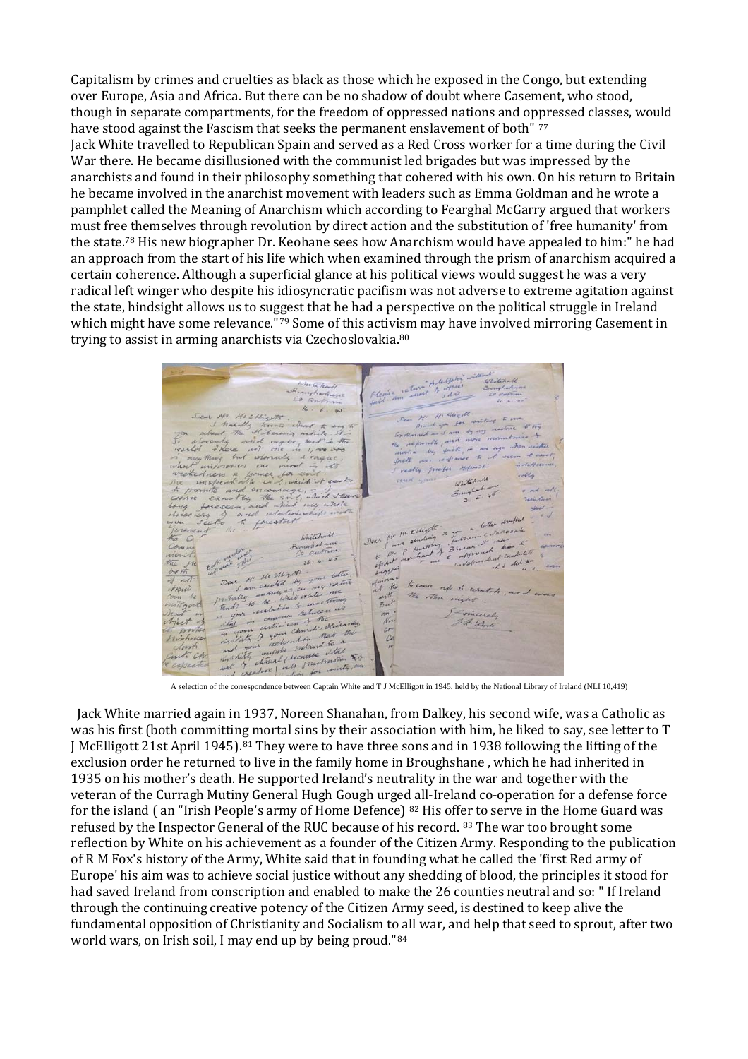Capitalism by crimes and cruelties as black as those which he exposed in the Congo, but extending over Europe, Asia and Africa. But there can be no shadow of doubt where Casement, who stood, though in separate compartments, for the freedom of oppressed nations and oppressed classes, would have stood against the Fascism that seeks the permanent enslavement of both" [77]

Jack White travelled to Republican Spain and served as a Red Cross worker for a time during the Civil War there. He became disillusioned with the communist led brigades but was impressed by the anarchists and found in their philosophy something that cohered with his own. On his return to Britain he became involved in the anarchist movement with leaders such as Emma Goldman and he wrote a pamphlet called the Meaning of Anarchism which according to Fearghal McGarry argued that workers must free themselves through revolution by direct action and the substitution of 'free humanity' from the state.[78] His new biographer Dr. Keohane sees how Anarchism would have appealed to him:" he had an approach from the start of his life which when examined through the prism of anarchism acquired a certain coherence. Although a superficial glance at his political views would suggest he was a very radical left winger who despite his idiosyncratic pacifism was not adverse to extreme agitation against the state, hindsight allows us to suggest that he had a perspective on the political struggle in Ireland which might have some relevance."[79] Some of this activism may have involved mirroring Casement in trying to assist in arming anarchists via Czechoslovakia.[80]

A selection of the correspondence between Captain White and T J McElligott in 1945, held by the National Library of Ireland (NLI 10,419)

Jack White married again in 1937, Noreen Shanahan, from Dalkey, his second wife, was a Catholic as was his first (both committing mortal sins by their association with him, he liked to say, see letter to T J McElligott 21st April 1945).[81] They were to have three sons and in 1938 following the lifting of the exclusion order he returned to live in the family home in Broughshane , which he had inherited in 1935 on his mother's death. He supported Ireland's neutrality in the war and together with the veteran of the Curragh Mutiny General Hugh Gough urged all-Ireland co-operation for a defense force for the island ( an "Irish People's army of Home Defence) [82] His offer to serve in the Home Guard was refused by the Inspector General of the RUC because of his record. [83] The war too brought some reflection by White on his achievement as a founder of the Citizen Army. Responding to the publication of R M Fox's history of the Army, White said that in founding what he called the 'first Red army of Europe' his aim was to achieve social justice without any shedding of blood, the principles it stood for had saved Ireland from conscription and enabled to make the 26 counties neutral and so: " If Ireland through the continuing creative potency of the Citizen Army seed, is destined to keep alive the fundamental opposition of Christianity and Socialism to all war, and help that seed to sprout, after two world wars, on Irish soil, I may end up by being proud."[84]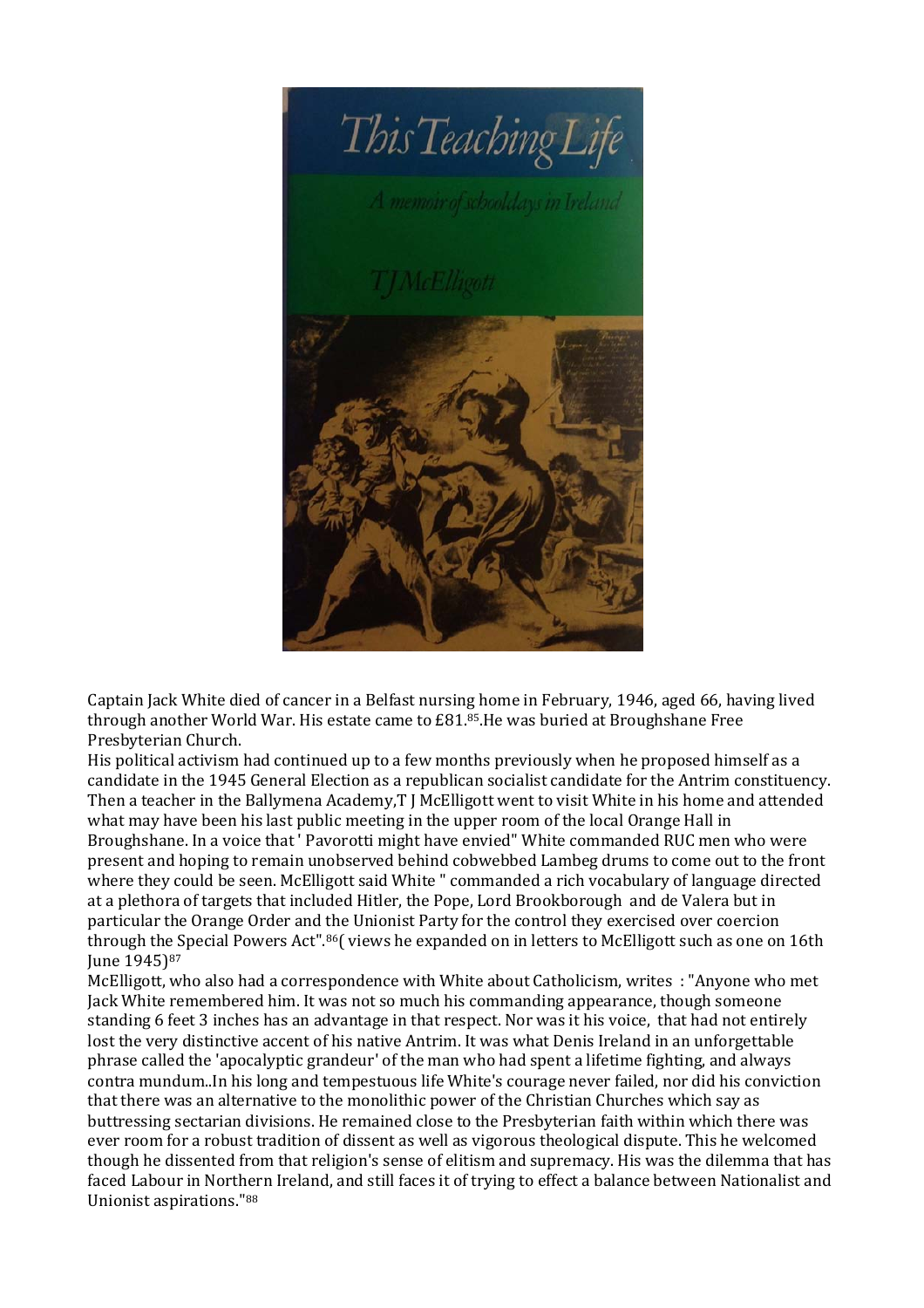Captain Jack White died of cancer in a Belfast nursing home in February, 1946, aged 66, having lived through another World War. His estate came to £81.[85].He was buried at Broughshane Free Presbyterian Church.

His political activism had continued up to a few months previously when he proposed himself as a candidate in the 1945 General Election as a republican socialist candidate for the Antrim constituency. Then a teacher in the Ballymena Academy,T J McElligott went to visit White in his home and attended what may have been his last public meeting in the upper room of the local Orange Hall in Broughshane. In a voice that ' Pavorotti might have envied" White commanded RUC men who were present and hoping to remain unobserved behind cobwebbed Lambeg drums to come out to the front where they could be seen. McElligott said White " commanded a rich vocabulary of language directed at a plethora of targets that included Hitler, the Pope, Lord Brookborough and de Valera but in particular the Orange Order and the Unionist Party for the control they exercised over coercion through the Special Powers Act".[86]( views he expanded on in letters to McElligott such as one on 16th June 1945)[87]

McElligott, who also had a correspondence with White about Catholicism, writes : "Anyone who met Jack White remembered him. It was not so much his commanding appearance, though someone standing 6 feet 3 inches has an advantage in that respect. Nor was it his voice, that had not entirely lost the very distinctive accent of his native Antrim. It was what Denis Ireland in an unforgettable phrase called the 'apocalyptic grandeur' of the man who had spent a lifetime fighting, and always contra mundum..In his long and tempestuous life White's courage never failed, nor did his conviction that there was an alternative to the monolithic power of the Christian Churches which say as buttressing sectarian divisions. He remained close to the Presbyterian faith within which there was ever room for a robust tradition of dissent as well as vigorous theological dispute. This he welcomed though he dissented from that religion's sense of elitism and supremacy. His was the dilemma that has faced Labour in Northern Ireland, and still faces it of trying to effect a balance between Nationalist and Unionist aspirations."[88]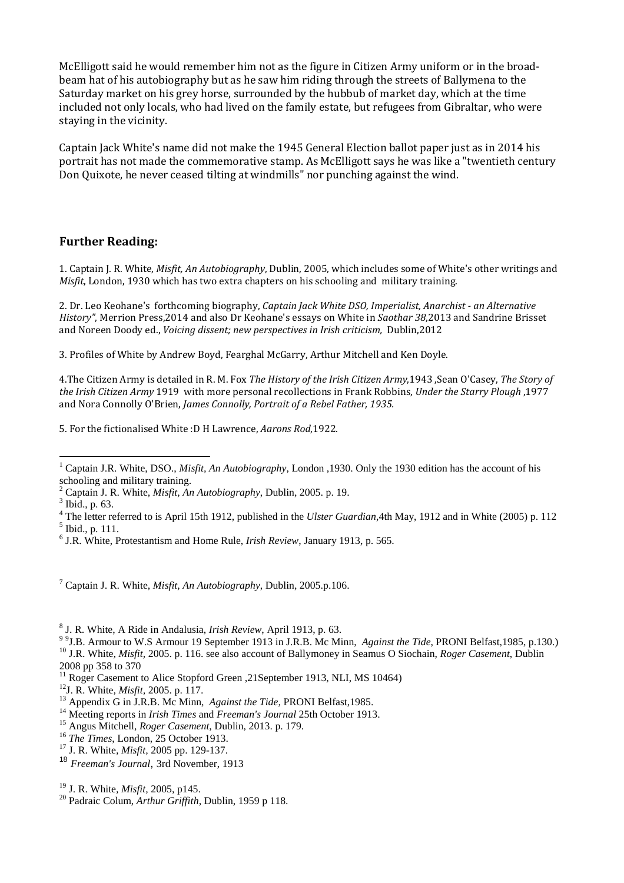McElligott said he would remember him not as the figure in Citizen Army uniform or in the broad-beam hat of his autobiography but as he saw him riding through the streets of Ballymena to the Saturday market on his grey horse, surrounded by the hubbub of market day, which at the time included not only locals, who had lived on the family estate, but refugees from Gibraltar, who were staying in the vicinity.

Captain Jack White's name did not make the 1945 General Election ballot paper just as in 2014 his portrait has not made the commemorative stamp. As McElligott says he was like a "twentieth century Don Quixote, he never ceased tilting at windmills" nor punching against the wind.

## Further Reading:

1. Captain J. R. White, *Misfit, An Autobiography*, Dublin, 2005, which includes some of White's other writings and *Misfit*, London, 1930 which has two extra chapters on his schooling and military training.

2. Dr. Leo Keohane's forthcoming biography, *Captain Jack White DSO, Imperialist, Anarchist - an Alternative History"*, Merrion Press,2014 and also Dr Keohane's essays on White in *Saothar 38*,2013 and Sandrine Brisset and Noreen Doody ed., *Voicing dissent; new perspectives in Irish criticism,* Dublin,2012

3. Profiles of White by Andrew Boyd, Fearghal McGarry, Arthur Mitchell and Ken Doyle.

4.The Citizen Army is detailed in R. M. Fox *The History of the Irish Citizen Army*,1943 ,Sean O'Casey, *The Story of the Irish Citizen Army* 1919 with more personal recollections in Frank Robbins, *Under the Starry Plough* ,1977 and Nora Connolly O'Brien, *James Connolly, Portrait of a Rebel Father, 1935.*

5. For the fictionalised White :D H Lawrence, *Aarons Rod*,1922.

---

[1] Captain J.R. White, DSO., *Misfit, An Autobiography*, London ,1930. Only the 1930 edition has the account of his schooling and military training.

[2] Captain J. R. White, *Misfit, An Autobiography*, Dublin, 2005. p. 19.

[3] Ibid., p. 63.

[4] The letter referred to is April 15th 1912, published in the *Ulster Guardian*,4th May, 1912 and in White (2005) p. 112

[5] Ibid., p. 111.

[6] J.R. White, Protestantism and Home Rule, *Irish Review*, January 1913, p. 565.

[7] Captain J. R. White, *Misfit, An Autobiography*, Dublin, 2005.p.106.

[8] J. R. White, A Ride in Andalusia, *Irish Review*, April 1913, p. 63.

[9] [9]J.B. Armour to W.S Armour 19 September 1913 in J.R.B. Mc Minn, *Against the Tide*, PRONI Belfast,1985, p.130.)

[10] J.R. White, *Misfit*, 2005. p. 116. see also account of Ballymoney in Seamus O Siochain, *Roger Casement*, Dublin 2008 pp 358 to 370

[11] Roger Casement to Alice Stopford Green ,21September 1913, NLI, MS 10464)

[12] J. R. White, *Misfit*, 2005. p. 117.

[13] Appendix G in J.R.B. Mc Minn, *Against the Tide*, PRONI Belfast,1985.

[14] Meeting reports in *Irish Times* and *Freeman's Journal* 25th October 1913.

[15] Angus Mitchell, *Roger Casement*, Dublin, 2013. p. 179.

[16] *The Times*, London, 25 October 1913.

[17] J. R. White, *Misfit*, 2005 pp. 129-137.

[18] *Freeman's Journal*, 3rd November, 1913

[19] J. R. White, *Misfit*, 2005, p145.

[20] Padraic Colum, *Arthur Griffith*, Dublin, 1959 p 118.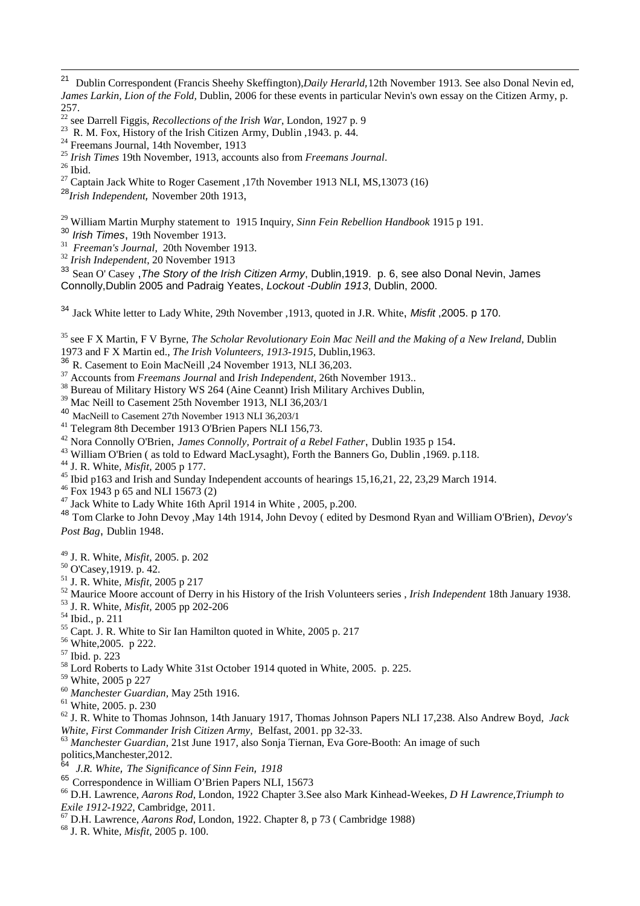[21] Dublin Correspondent (Francis Sheehy Skeffington),*Daily Herarld,*12th November 1913. See also Donal Nevin ed, *James Larkin, Lion of the Fold,* Dublin, 2006 for these events in particular Nevin's own essay on the Citizen Army, p. 257.

[22] see Darrell Figgis, *Recollections of the Irish War*, London, 1927 p. 9

[23] R. M. Fox, History of the Irish Citizen Army, Dublin ,1943. p. 44.

[24] Freemans Journal, 14th November, 1913

[25] *Irish Times* 19th November, 1913, accounts also from *Freemans Journal*.

[26] Ibid.

[27] Captain Jack White to Roger Casement ,17th November 1913 NLI, MS,13073 (16)

[28] *Irish Independent,* November 20th 1913,

[29] William Martin Murphy statement to 1915 Inquiry, *Sinn Fein Rebellion Handbook* 1915 p 191.

[30] *Irish Times*, 19th November 1913.

[31] *Freeman's Journal,* 20th November 1913.

[32] *Irish Independent*, 20 November 1913

[33] Sean O' Casey ,*The Story of the Irish Citizen Army*, Dublin,1919. p. 6, see also Donal Nevin, James Connolly,Dublin 2005 and Padraig Yeates, *Lockout -Dublin 1913*, Dublin, 2000.

[34] Jack White letter to Lady White, 29th November ,1913, quoted in J.R. White, *Misfit* ,2005. p 170.

[35] see F X Martin, F V Byrne, *The Scholar Revolutionary Eoin Mac Neill and the Making of a New Ireland*, Dublin 1973 and F X Martin ed., *The Irish Volunteers, 1913-1915*, Dublin,1963.

[36] R. Casement to Eoin MacNeill ,24 November 1913, NLI 36,203.

[37] Accounts from *Freemans Journal* and *Irish Independent*, 26th November 1913..

[38] Bureau of Military History WS 264 (Aine Ceannt) Irish Military Archives Dublin,

[39] Mac Neill to Casement 25th November 1913, NLI 36,203/1

[40] MacNeill to Casement 27th November 1913 NLI 36,203/1

[41] Telegram 8th December 1913 O'Brien Papers NLI 156,73.

[42] Nora Connolly O'Brien, *James Connolly, Portrait of a Rebel Father*, Dublin 1935 p 154.

[43] William O'Brien ( as told to Edward MacLysaght), Forth the Banners Go, Dublin ,1969. p.118.

[44] J. R. White, *Misfit*, 2005 p 177.

[45] Ibid p163 and Irish and Sunday Independent accounts of hearings 15,16,21, 22, 23,29 March 1914.

[46] Fox 1943 p 65 and NLI 15673 (2)

[47] Jack White to Lady White 16th April 1914 in White , 2005, p.200.

[48] Tom Clarke to John Devoy ,May 14th 1914, John Devoy ( edited by Desmond Ryan and William O'Brien), *Devoy's Post Bag*, Dublin 1948.

[49] J. R. White, *Misfit*, 2005. p. 202

[50] O'Casey,1919. p. 42.

[51] J. R. White, *Misfit*, 2005 p 217

[52] Maurice Moore account of Derry in his History of the Irish Volunteers series , *Irish Independent* 18th January 1938.

[53] J. R. White, *Misfit*, 2005 pp 202-206

[54] Ibid., p. 211

[55] Capt. J. R. White to Sir Ian Hamilton quoted in White, 2005 p. 217

[56] White,2005. p 222.

[57] Ibid. p. 223

[58] Lord Roberts to Lady White 31st October 1914 quoted in White, 2005. p. 225.

[59] White, 2005 p 227

[60] *Manchester Guardian,* May 25th 1916.

[61] White, 2005. p. 230

[62] J. R. White to Thomas Johnson, 14th January 1917, Thomas Johnson Papers NLI 17,238. Also Andrew Boyd, *Jack White, First Commander Irish Citizen Army,* Belfast, 2001. pp 32-33.

[63] *Manchester Guardian,* 21st June 1917, also Sonja Tiernan, Eva Gore-Booth: An image of such politics,Manchester,2012.

[64] *J.R. White, The Significance of Sinn Fein, 1918*

[65] Correspondence in William O'Brien Papers NLI, 15673

[66] D.H. Lawrence, *Aarons Rod*, London, 1922 Chapter 3.See also Mark Kinhead-Weekes, *D H Lawrence,Triumph to Exile 1912-1922*, Cambridge, 2011.

[67] D.H. Lawrence, *Aarons Rod*, London, 1922. Chapter 8, p 73 ( Cambridge 1988)

[68] J. R. White, *Misfit,* 2005 p. 100.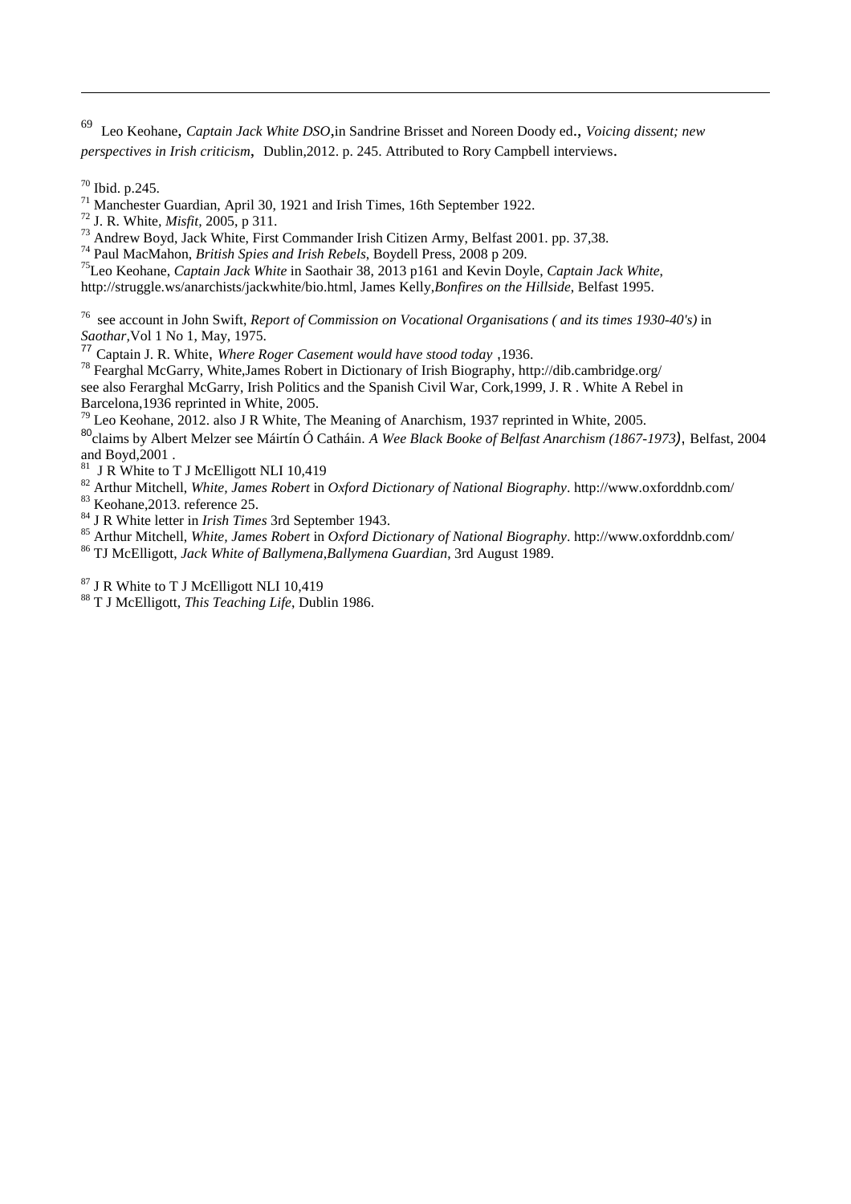[69] Leo Keohane, *Captain Jack White DSO*,in Sandrine Brisset and Noreen Doody ed., *Voicing dissent; new perspectives in Irish criticism*, Dublin,2012. p. 245. Attributed to Rory Campbell interviews.

[70] Ibid. p.245.

[71] Manchester Guardian, April 30, 1921 and Irish Times, 16th September 1922.

[72] J. R. White, *Misfit*, 2005, p 311.

[73] Andrew Boyd, Jack White, First Commander Irish Citizen Army, Belfast 2001. pp. 37,38.

[74] Paul MacMahon, *British Spies and Irish Rebels*, Boydell Press, 2008 p 209.

[75] Leo Keohane, *Captain Jack White* in Saothair 38, 2013 p161 and Kevin Doyle, *Captain Jack White*, http://struggle.ws/anarchists/jackwhite/bio.html, James Kelly,*Bonfires on the Hillside*, Belfast 1995.

[76] see account in John Swift, *Report of Commission on Vocational Organisations ( and its times 1930-40's)* in *Saothar*,Vol 1 No 1, May, 1975.

[77] Captain J. R. White, *Where Roger Casement would have stood today* ,1936.

[78] Fearghal McGarry, White,James Robert in Dictionary of Irish Biography, http://dib.cambridge.org/ see also Ferarghal McGarry, Irish Politics and the Spanish Civil War, Cork,1999, J. R . White A Rebel in Barcelona,1936 reprinted in White, 2005.

[79] Leo Keohane, 2012. also J R White, The Meaning of Anarchism, 1937 reprinted in White, 2005.

[80] claims by Albert Melzer see Máirtín Ó Catháin. *A Wee Black Booke of Belfast Anarchism (1867-1973)*, Belfast, 2004 and Boyd,2001 .

[81] J R White to T J McElligott NLI 10,419

[82] Arthur Mitchell, *White, James Robert* in *Oxford Dictionary of National Biography*. http://www.oxforddnb.com/

[83] Keohane,2013. reference 25.

[84] J R White letter in *Irish Times* 3rd September 1943.

[85] Arthur Mitchell, *White, James Robert* in *Oxford Dictionary of National Biography*. http://www.oxforddnb.com/

[86] TJ McElligott, *Jack White of Ballymena*,*Ballymena Guardian*, 3rd August 1989.

[87] J R White to T J McElligott NLI 10,419

[88] T J McElligott, *This Teaching Life*, Dublin 1986.